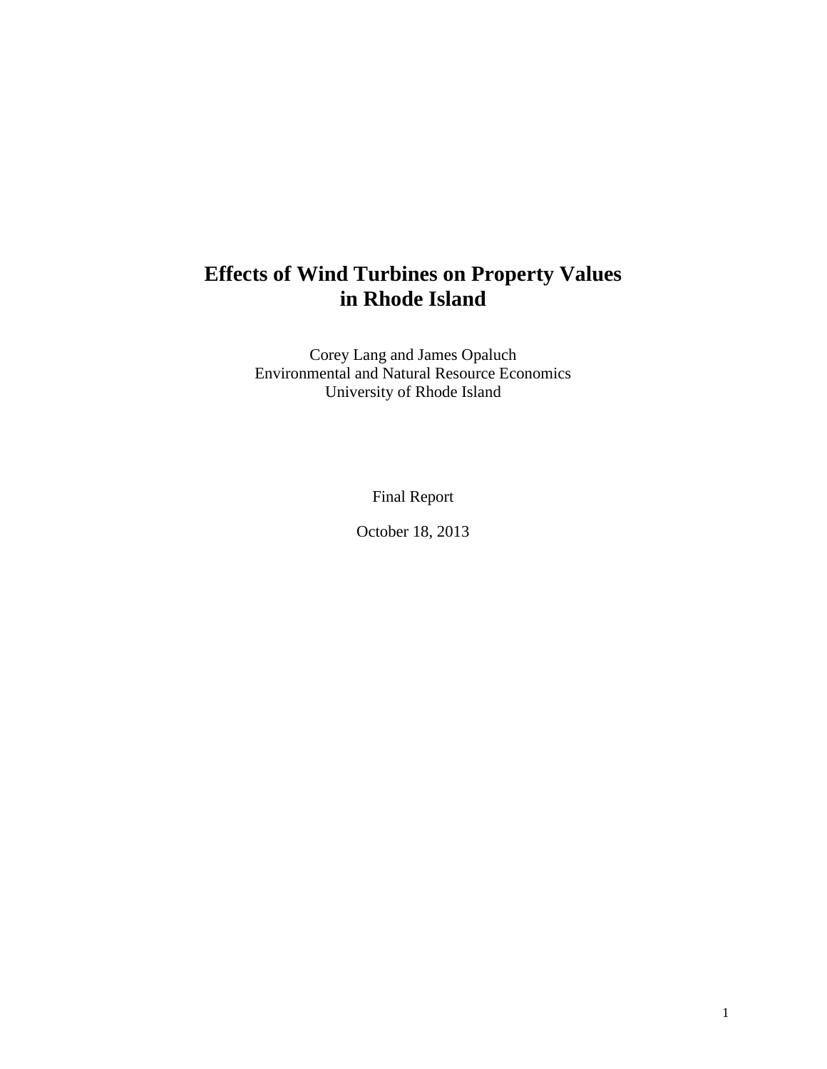# Effects of Wind Turbines on Property Values in Rhode Island

Corey Lang and James Opaluch
Environmental and Natural Resource Economics
University of Rhode Island

Final Report

October 18, 2013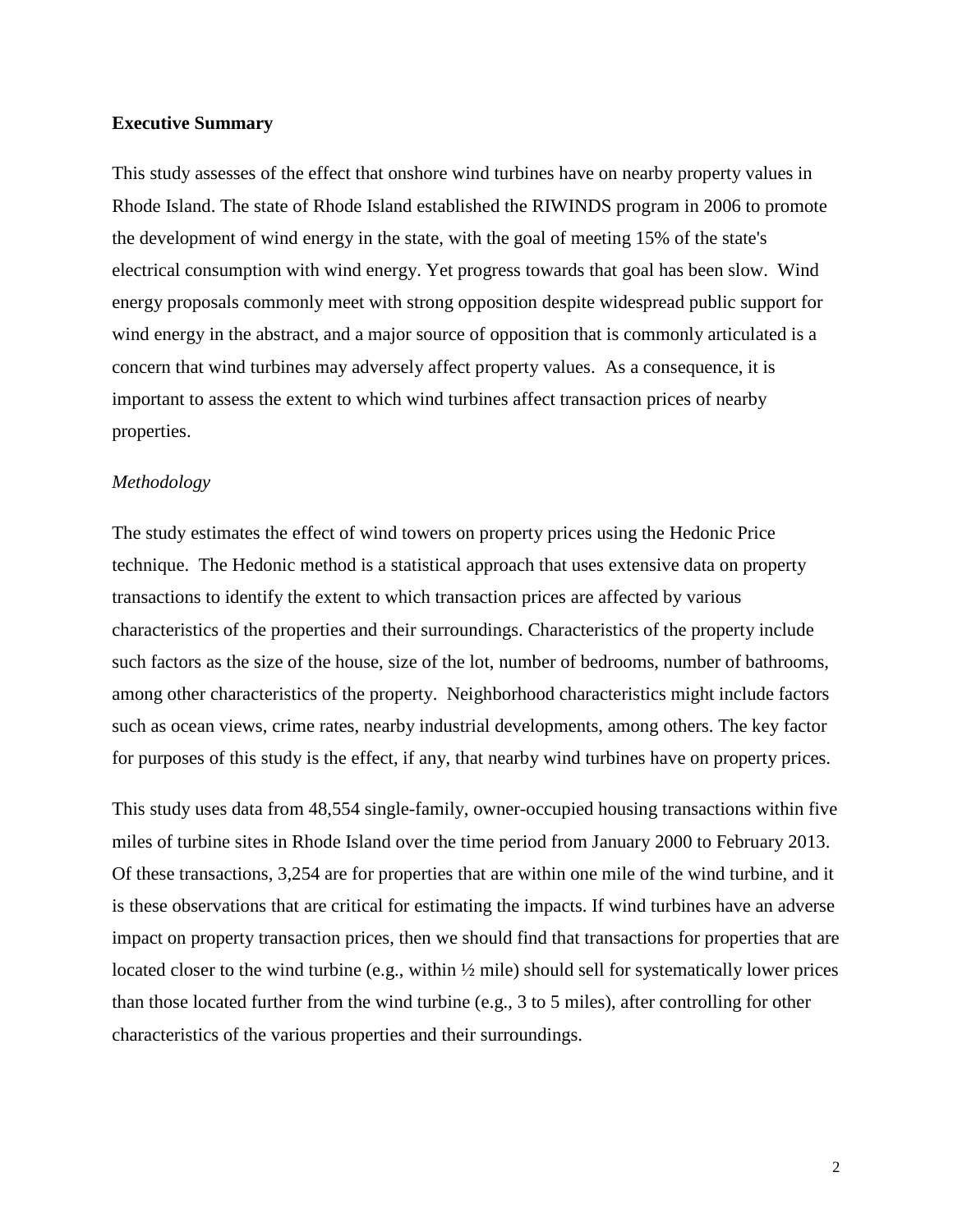## Executive Summary

This study assesses of the effect that onshore wind turbines have on nearby property values in Rhode Island. The state of Rhode Island established the RIWINDS program in 2006 to promote the development of wind energy in the state, with the goal of meeting 15% of the state's electrical consumption with wind energy. Yet progress towards that goal has been slow. Wind energy proposals commonly meet with strong opposition despite widespread public support for wind energy in the abstract, and a major source of opposition that is commonly articulated is a concern that wind turbines may adversely affect property values. As a consequence, it is important to assess the extent to which wind turbines affect transaction prices of nearby properties.

### *Methodology*

The study estimates the effect of wind towers on property prices using the Hedonic Price technique. The Hedonic method is a statistical approach that uses extensive data on property transactions to identify the extent to which transaction prices are affected by various characteristics of the properties and their surroundings. Characteristics of the property include such factors as the size of the house, size of the lot, number of bedrooms, number of bathrooms, among other characteristics of the property. Neighborhood characteristics might include factors such as ocean views, crime rates, nearby industrial developments, among others. The key factor for purposes of this study is the effect, if any, that nearby wind turbines have on property prices.

This study uses data from 48,554 single-family, owner-occupied housing transactions within five miles of turbine sites in Rhode Island over the time period from January 2000 to February 2013. Of these transactions, 3,254 are for properties that are within one mile of the wind turbine, and it is these observations that are critical for estimating the impacts. If wind turbines have an adverse impact on property transaction prices, then we should find that transactions for properties that are located closer to the wind turbine (e.g., within ½ mile) should sell for systematically lower prices than those located further from the wind turbine (e.g., 3 to 5 miles), after controlling for other characteristics of the various properties and their surroundings.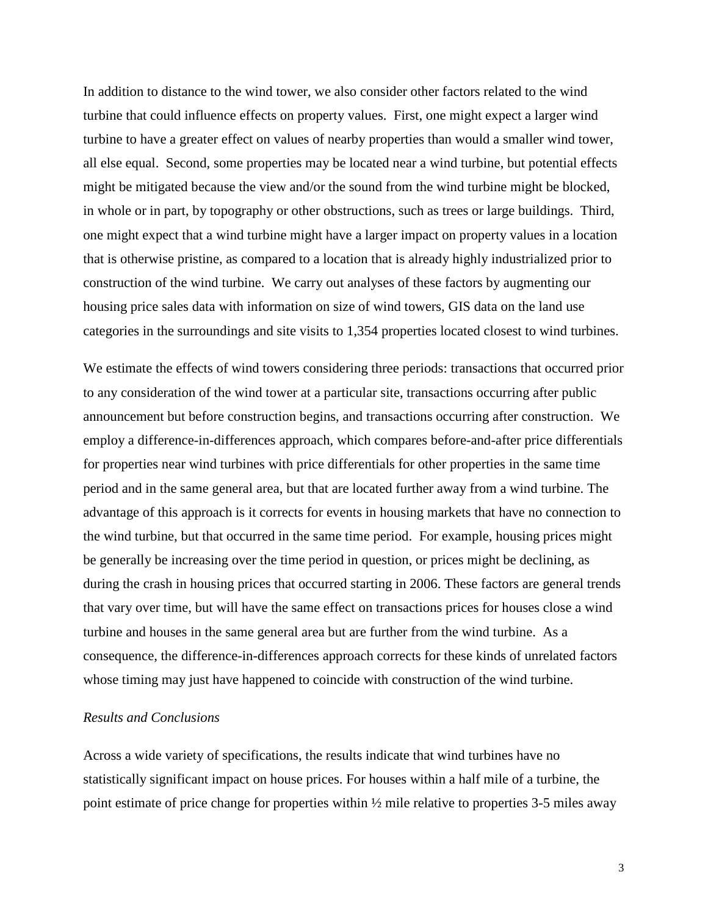In addition to distance to the wind tower, we also consider other factors related to the wind turbine that could influence effects on property values. First, one might expect a larger wind turbine to have a greater effect on values of nearby properties than would a smaller wind tower, all else equal. Second, some properties may be located near a wind turbine, but potential effects might be mitigated because the view and/or the sound from the wind turbine might be blocked, in whole or in part, by topography or other obstructions, such as trees or large buildings. Third, one might expect that a wind turbine might have a larger impact on property values in a location that is otherwise pristine, as compared to a location that is already highly industrialized prior to construction of the wind turbine. We carry out analyses of these factors by augmenting our housing price sales data with information on size of wind towers, GIS data on the land use categories in the surroundings and site visits to 1,354 properties located closest to wind turbines.

We estimate the effects of wind towers considering three periods: transactions that occurred prior to any consideration of the wind tower at a particular site, transactions occurring after public announcement but before construction begins, and transactions occurring after construction. We employ a difference-in-differences approach, which compares before-and-after price differentials for properties near wind turbines with price differentials for other properties in the same time period and in the same general area, but that are located further away from a wind turbine. The advantage of this approach is it corrects for events in housing markets that have no connection to the wind turbine, but that occurred in the same time period. For example, housing prices might be generally be increasing over the time period in question, or prices might be declining, as during the crash in housing prices that occurred starting in 2006. These factors are general trends that vary over time, but will have the same effect on transactions prices for houses close a wind turbine and houses in the same general area but are further from the wind turbine. As a consequence, the difference-in-differences approach corrects for these kinds of unrelated factors whose timing may just have happened to coincide with construction of the wind turbine.

*Results and Conclusions*

Across a wide variety of specifications, the results indicate that wind turbines have no statistically significant impact on house prices. For houses within a half mile of a turbine, the point estimate of price change for properties within ½ mile relative to properties 3-5 miles away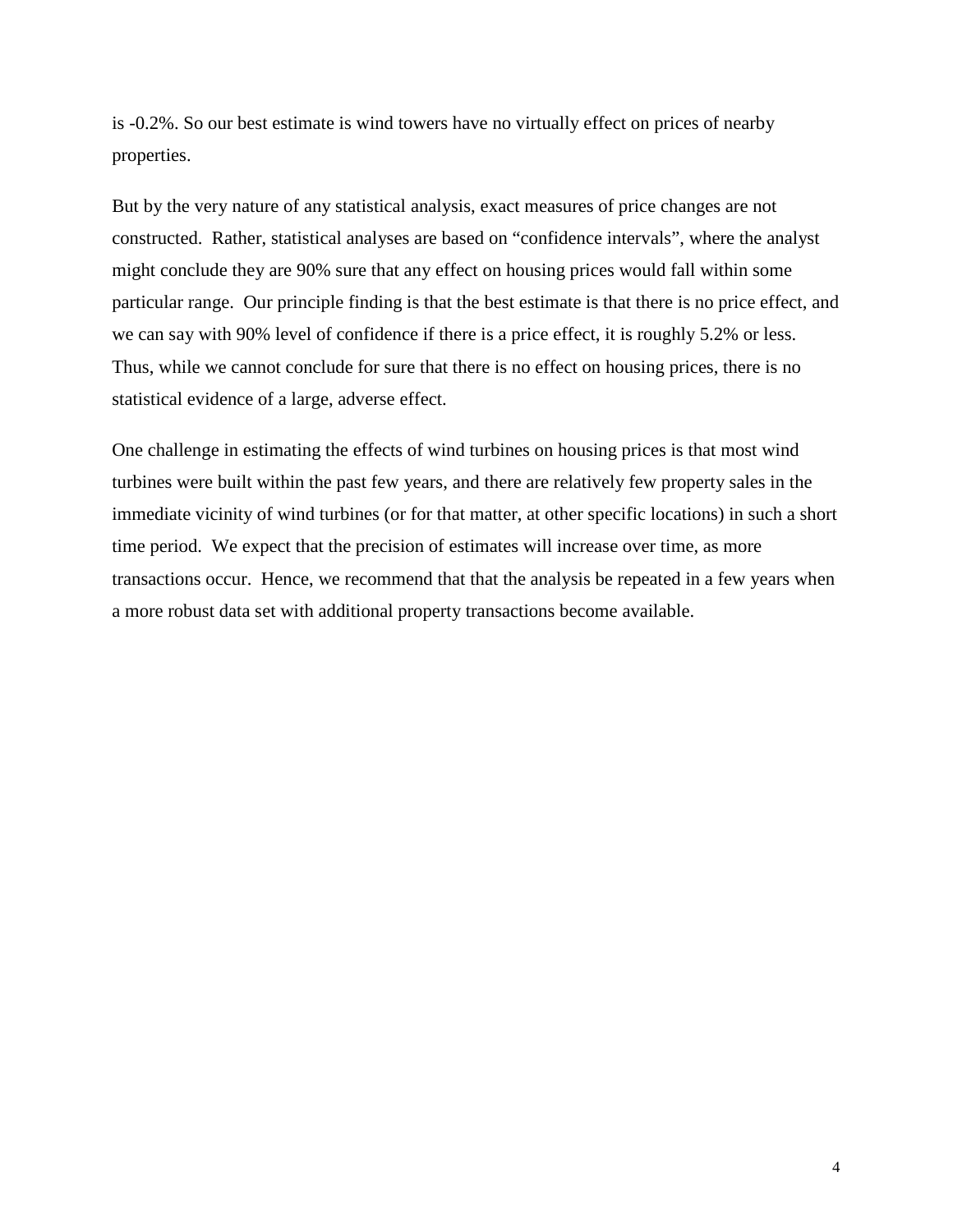is -0.2%. So our best estimate is wind towers have no virtually effect on prices of nearby properties.

But by the very nature of any statistical analysis, exact measures of price changes are not constructed. Rather, statistical analyses are based on "confidence intervals", where the analyst might conclude they are 90% sure that any effect on housing prices would fall within some particular range. Our principle finding is that the best estimate is that there is no price effect, and we can say with 90% level of confidence if there is a price effect, it is roughly 5.2% or less. Thus, while we cannot conclude for sure that there is no effect on housing prices, there is no statistical evidence of a large, adverse effect.

One challenge in estimating the effects of wind turbines on housing prices is that most wind turbines were built within the past few years, and there are relatively few property sales in the immediate vicinity of wind turbines (or for that matter, at other specific locations) in such a short time period. We expect that the precision of estimates will increase over time, as more transactions occur. Hence, we recommend that that the analysis be repeated in a few years when a more robust data set with additional property transactions become available.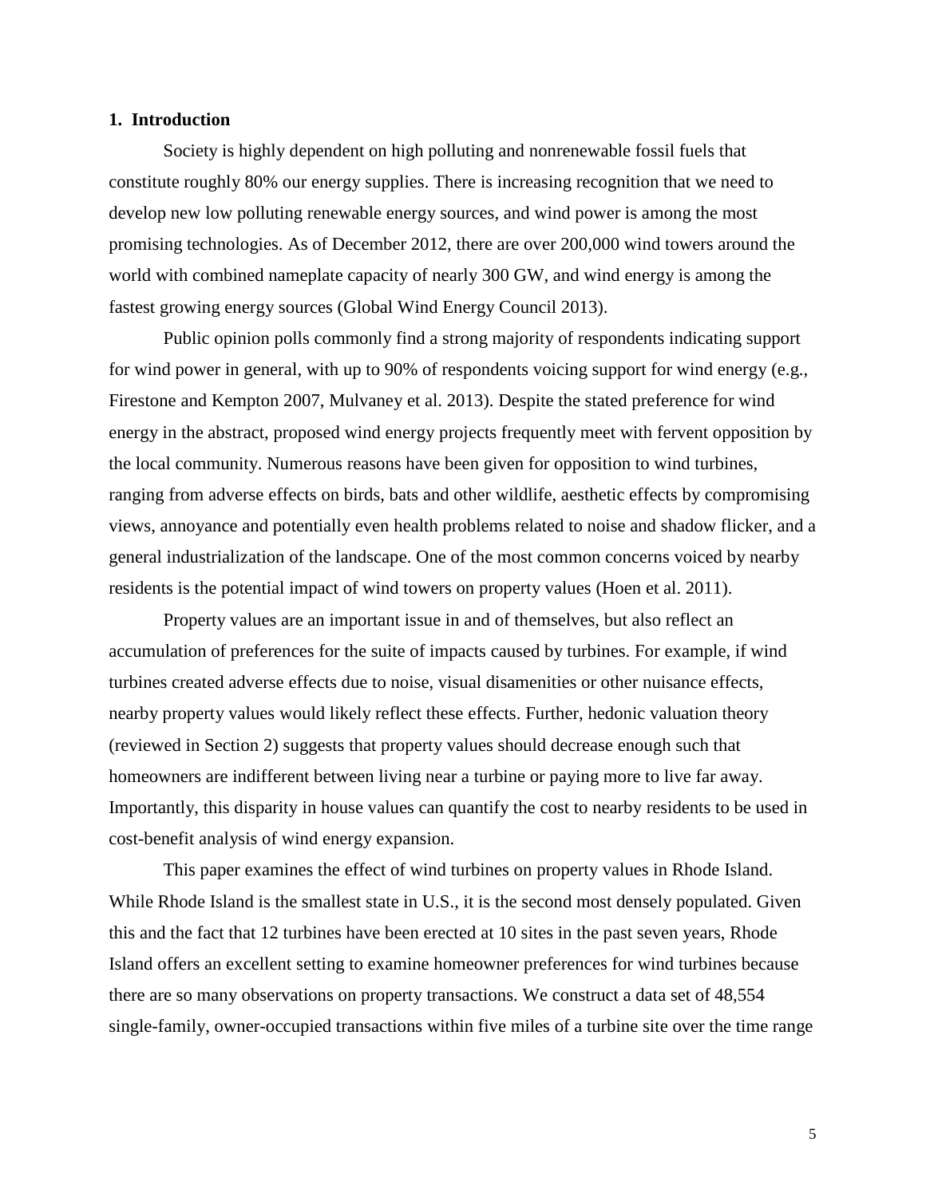## 1. Introduction

Society is highly dependent on high polluting and nonrenewable fossil fuels that constitute roughly 80% our energy supplies. There is increasing recognition that we need to develop new low polluting renewable energy sources, and wind power is among the most promising technologies. As of December 2012, there are over 200,000 wind towers around the world with combined nameplate capacity of nearly 300 GW, and wind energy is among the fastest growing energy sources (Global Wind Energy Council 2013).

Public opinion polls commonly find a strong majority of respondents indicating support for wind power in general, with up to 90% of respondents voicing support for wind energy (e.g., Firestone and Kempton 2007, Mulvaney et al. 2013). Despite the stated preference for wind energy in the abstract, proposed wind energy projects frequently meet with fervent opposition by the local community. Numerous reasons have been given for opposition to wind turbines, ranging from adverse effects on birds, bats and other wildlife, aesthetic effects by compromising views, annoyance and potentially even health problems related to noise and shadow flicker, and a general industrialization of the landscape. One of the most common concerns voiced by nearby residents is the potential impact of wind towers on property values (Hoen et al. 2011).

Property values are an important issue in and of themselves, but also reflect an accumulation of preferences for the suite of impacts caused by turbines. For example, if wind turbines created adverse effects due to noise, visual disamenities or other nuisance effects, nearby property values would likely reflect these effects. Further, hedonic valuation theory (reviewed in Section 2) suggests that property values should decrease enough such that homeowners are indifferent between living near a turbine or paying more to live far away. Importantly, this disparity in house values can quantify the cost to nearby residents to be used in cost-benefit analysis of wind energy expansion.

This paper examines the effect of wind turbines on property values in Rhode Island. While Rhode Island is the smallest state in U.S., it is the second most densely populated. Given this and the fact that 12 turbines have been erected at 10 sites in the past seven years, Rhode Island offers an excellent setting to examine homeowner preferences for wind turbines because there are so many observations on property transactions. We construct a data set of 48,554 single-family, owner-occupied transactions within five miles of a turbine site over the time range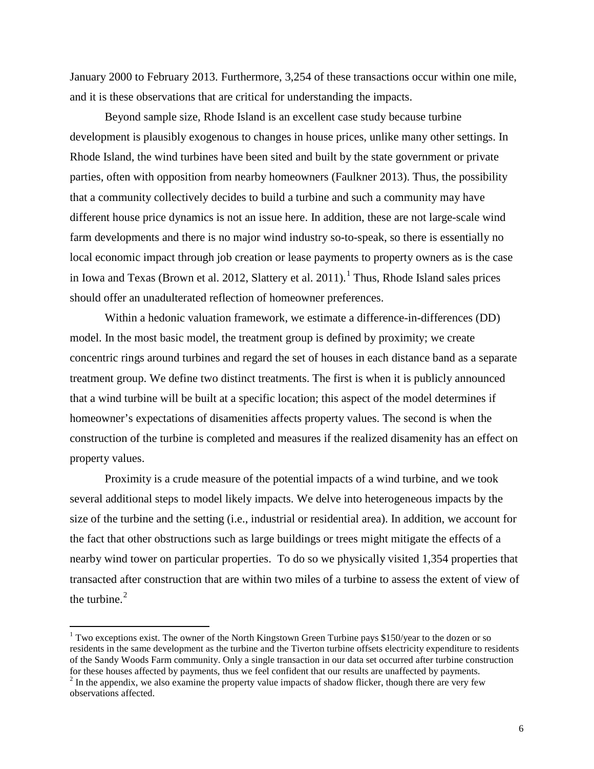January 2000 to February 2013. Furthermore, 3,254 of these transactions occur within one mile, and it is these observations that are critical for understanding the impacts.

Beyond sample size, Rhode Island is an excellent case study because turbine development is plausibly exogenous to changes in house prices, unlike many other settings. In Rhode Island, the wind turbines have been sited and built by the state government or private parties, often with opposition from nearby homeowners (Faulkner 2013). Thus, the possibility that a community collectively decides to build a turbine and such a community may have different house price dynamics is not an issue here. In addition, these are not large-scale wind farm developments and there is no major wind industry so-to-speak, so there is essentially no local economic impact through job creation or lease payments to property owners as is the case in Iowa and Texas (Brown et al. 2012, Slattery et al. 2011).[1] Thus, Rhode Island sales prices should offer an unadulterated reflection of homeowner preferences.

Within a hedonic valuation framework, we estimate a difference-in-differences (DD) model. In the most basic model, the treatment group is defined by proximity; we create concentric rings around turbines and regard the set of houses in each distance band as a separate treatment group. We define two distinct treatments. The first is when it is publicly announced that a wind turbine will be built at a specific location; this aspect of the model determines if homeowner's expectations of disamenities affects property values. The second is when the construction of the turbine is completed and measures if the realized disamenity has an effect on property values.

Proximity is a crude measure of the potential impacts of a wind turbine, and we took several additional steps to model likely impacts. We delve into heterogeneous impacts by the size of the turbine and the setting (i.e., industrial or residential area). In addition, we account for the fact that other obstructions such as large buildings or trees might mitigate the effects of a nearby wind tower on particular properties. To do so we physically visited 1,354 properties that transacted after construction that are within two miles of a turbine to assess the extent of view of the turbine.[2]

---

[1] Two exceptions exist. The owner of the North Kingstown Green Turbine pays $150/year to the dozen or so residents in the same development as the turbine and the Tiverton turbine offsets electricity expenditure to residents of the Sandy Woods Farm community. Only a single transaction in our data set occurred after turbine construction for these houses affected by payments, thus we feel confident that our results are unaffected by payments.

[2] In the appendix, we also examine the property value impacts of shadow flicker, though there are very few observations affected.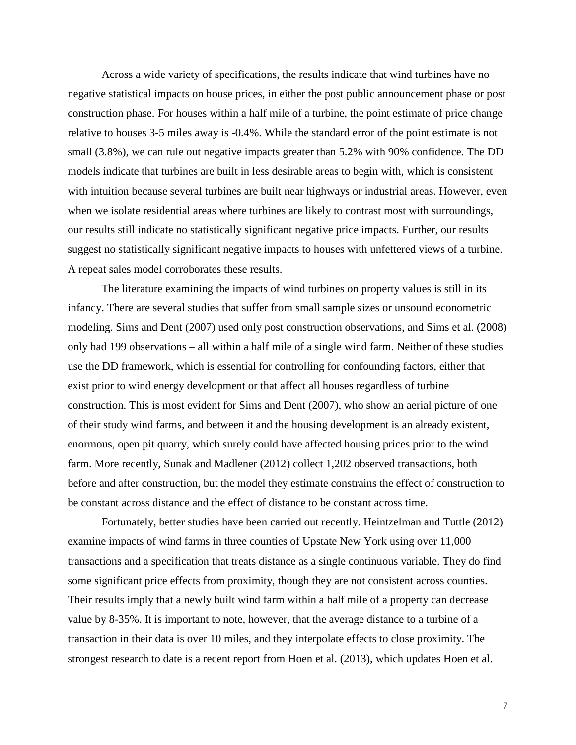Across a wide variety of specifications, the results indicate that wind turbines have no negative statistical impacts on house prices, in either the post public announcement phase or post construction phase. For houses within a half mile of a turbine, the point estimate of price change relative to houses 3-5 miles away is -0.4%. While the standard error of the point estimate is not small (3.8%), we can rule out negative impacts greater than 5.2% with 90% confidence. The DD models indicate that turbines are built in less desirable areas to begin with, which is consistent with intuition because several turbines are built near highways or industrial areas. However, even when we isolate residential areas where turbines are likely to contrast most with surroundings, our results still indicate no statistically significant negative price impacts. Further, our results suggest no statistically significant negative impacts to houses with unfettered views of a turbine. A repeat sales model corroborates these results.

The literature examining the impacts of wind turbines on property values is still in its infancy. There are several studies that suffer from small sample sizes or unsound econometric modeling. Sims and Dent (2007) used only post construction observations, and Sims et al. (2008) only had 199 observations – all within a half mile of a single wind farm. Neither of these studies use the DD framework, which is essential for controlling for confounding factors, either that exist prior to wind energy development or that affect all houses regardless of turbine construction. This is most evident for Sims and Dent (2007), who show an aerial picture of one of their study wind farms, and between it and the housing development is an already existent, enormous, open pit quarry, which surely could have affected housing prices prior to the wind farm. More recently, Sunak and Madlener (2012) collect 1,202 observed transactions, both before and after construction, but the model they estimate constrains the effect of construction to be constant across distance and the effect of distance to be constant across time.

Fortunately, better studies have been carried out recently. Heintzelman and Tuttle (2012) examine impacts of wind farms in three counties of Upstate New York using over 11,000 transactions and a specification that treats distance as a single continuous variable. They do find some significant price effects from proximity, though they are not consistent across counties. Their results imply that a newly built wind farm within a half mile of a property can decrease value by 8-35%. It is important to note, however, that the average distance to a turbine of a transaction in their data is over 10 miles, and they interpolate effects to close proximity. The strongest research to date is a recent report from Hoen et al. (2013), which updates Hoen et al.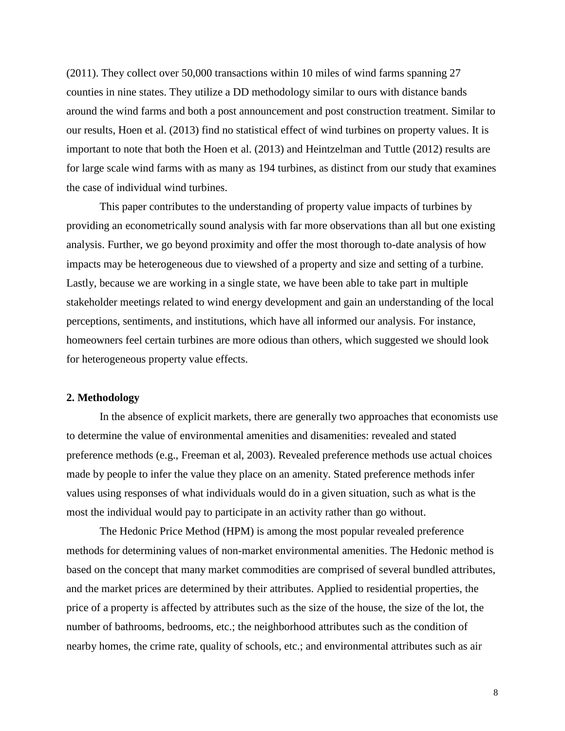(2011). They collect over 50,000 transactions within 10 miles of wind farms spanning 27 counties in nine states. They utilize a DD methodology similar to ours with distance bands around the wind farms and both a post announcement and post construction treatment. Similar to our results, Hoen et al. (2013) find no statistical effect of wind turbines on property values. It is important to note that both the Hoen et al. (2013) and Heintzelman and Tuttle (2012) results are for large scale wind farms with as many as 194 turbines, as distinct from our study that examines the case of individual wind turbines.

This paper contributes to the understanding of property value impacts of turbines by providing an econometrically sound analysis with far more observations than all but one existing analysis. Further, we go beyond proximity and offer the most thorough to-date analysis of how impacts may be heterogeneous due to viewshed of a property and size and setting of a turbine. Lastly, because we are working in a single state, we have been able to take part in multiple stakeholder meetings related to wind energy development and gain an understanding of the local perceptions, sentiments, and institutions, which have all informed our analysis. For instance, homeowners feel certain turbines are more odious than others, which suggested we should look for heterogeneous property value effects.

## 2. Methodology

In the absence of explicit markets, there are generally two approaches that economists use to determine the value of environmental amenities and disamenities: revealed and stated preference methods (e.g., Freeman et al, 2003). Revealed preference methods use actual choices made by people to infer the value they place on an amenity. Stated preference methods infer values using responses of what individuals would do in a given situation, such as what is the most the individual would pay to participate in an activity rather than go without.

The Hedonic Price Method (HPM) is among the most popular revealed preference methods for determining values of non-market environmental amenities. The Hedonic method is based on the concept that many market commodities are comprised of several bundled attributes, and the market prices are determined by their attributes. Applied to residential properties, the price of a property is affected by attributes such as the size of the house, the size of the lot, the number of bathrooms, bedrooms, etc.; the neighborhood attributes such as the condition of nearby homes, the crime rate, quality of schools, etc.; and environmental attributes such as air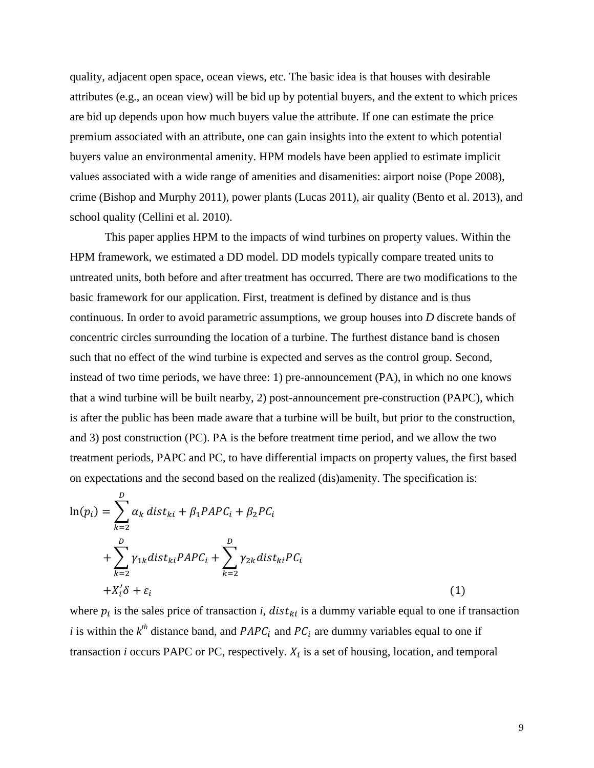quality, adjacent open space, ocean views, etc. The basic idea is that houses with desirable attributes (e.g., an ocean view) will be bid up by potential buyers, and the extent to which prices are bid up depends upon how much buyers value the attribute. If one can estimate the price premium associated with an attribute, one can gain insights into the extent to which potential buyers value an environmental amenity. HPM models have been applied to estimate implicit values associated with a wide range of amenities and disamenities: airport noise (Pope 2008), crime (Bishop and Murphy 2011), power plants (Lucas 2011), air quality (Bento et al. 2013), and school quality (Cellini et al. 2010).

This paper applies HPM to the impacts of wind turbines on property values. Within the HPM framework, we estimated a DD model. DD models typically compare treated units to untreated units, both before and after treatment has occurred. There are two modifications to the basic framework for our application. First, treatment is defined by distance and is thus continuous. In order to avoid parametric assumptions, we group houses into *D* discrete bands of concentric circles surrounding the location of a turbine. The furthest distance band is chosen such that no effect of the wind turbine is expected and serves as the control group. Second, instead of two time periods, we have three: 1) pre-announcement (PA), in which no one knows that a wind turbine will be built nearby, 2) post-announcement pre-construction (PAPC), which is after the public has been made aware that a turbine will be built, but prior to the construction, and 3) post construction (PC). PA is the before treatment time period, and we allow the two treatment periods, PAPC and PC, to have differential impacts on property values, the first based on expectations and the second based on the realized (dis)amenity. The specification is:

$$
\begin{aligned}
\ln(p_i) = & \sum_{k=2}^{D} \alpha_k \, dist_{ki} + \beta_1 PAPC_i + \beta_2 PC_i \\
& + \sum_{k=2}^{D} \gamma_{1k} dist_{ki} PAPC_i + \sum_{k=2}^{D} \gamma_{2k} dist_{ki} PC_i \\
& + X_i' \delta + \varepsilon_i \qquad (1)
\end{aligned}
$$

where $p_i$ is the sales price of transaction *i*, $dist_{ki}$ is a dummy variable equal to one if transaction *i* is within the $k^{th}$ distance band, and $PAPC_i$ and $PC_i$ are dummy variables equal to one if transaction *i* occurs PAPC or PC, respectively. $X_i$ is a set of housing, location, and temporal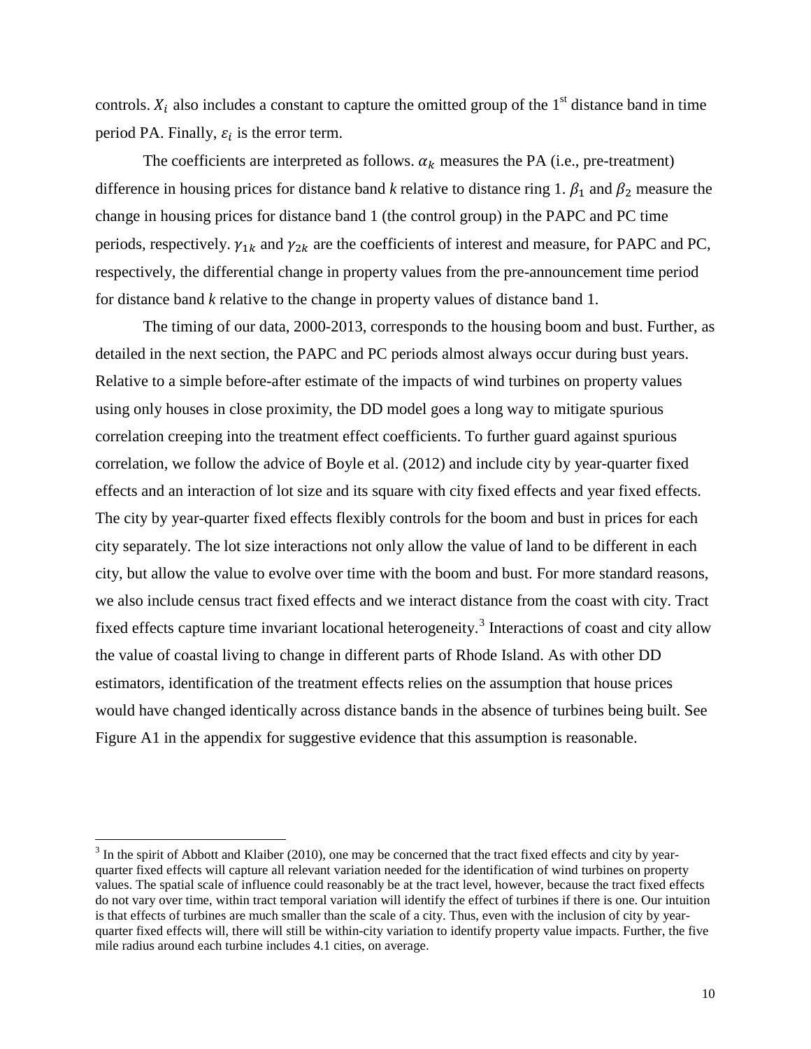controls. $X_i$ also includes a constant to capture the omitted group of the 1st distance band in time period PA. Finally, $\varepsilon_i$ is the error term.

The coefficients are interpreted as follows. $\alpha_k$ measures the PA (i.e., pre-treatment) difference in housing prices for distance band *k* relative to distance ring 1. $\beta_1$ and $\beta_2$ measure the change in housing prices for distance band 1 (the control group) in the PAPC and PC time periods, respectively. $\gamma_{1k}$ and $\gamma_{2k}$ are the coefficients of interest and measure, for PAPC and PC, respectively, the differential change in property values from the pre-announcement time period for distance band *k* relative to the change in property values of distance band 1.

The timing of our data, 2000-2013, corresponds to the housing boom and bust. Further, as detailed in the next section, the PAPC and PC periods almost always occur during bust years. Relative to a simple before-after estimate of the impacts of wind turbines on property values using only houses in close proximity, the DD model goes a long way to mitigate spurious correlation creeping into the treatment effect coefficients. To further guard against spurious correlation, we follow the advice of Boyle et al. (2012) and include city by year-quarter fixed effects and an interaction of lot size and its square with city fixed effects and year fixed effects. The city by year-quarter fixed effects flexibly controls for the boom and bust in prices for each city separately. The lot size interactions not only allow the value of land to be different in each city, but allow the value to evolve over time with the boom and bust. For more standard reasons, we also include census tract fixed effects and we interact distance from the coast with city. Tract fixed effects capture time invariant locational heterogeneity.[3] Interactions of coast and city allow the value of coastal living to change in different parts of Rhode Island. As with other DD estimators, identification of the treatment effects relies on the assumption that house prices would have changed identically across distance bands in the absence of turbines being built. See Figure A1 in the appendix for suggestive evidence that this assumption is reasonable.

[3] In the spirit of Abbott and Klaiber (2010), one may be concerned that the tract fixed effects and city by year-quarter fixed effects will capture all relevant variation needed for the identification of wind turbines on property values. The spatial scale of influence could reasonably be at the tract level, however, because the tract fixed effects do not vary over time, within tract temporal variation will identify the effect of turbines if there is one. Our intuition is that effects of turbines are much smaller than the scale of a city. Thus, even with the inclusion of city by year-quarter fixed effects will, there will still be within-city variation to identify property value impacts. Further, the five mile radius around each turbine includes 4.1 cities, on average.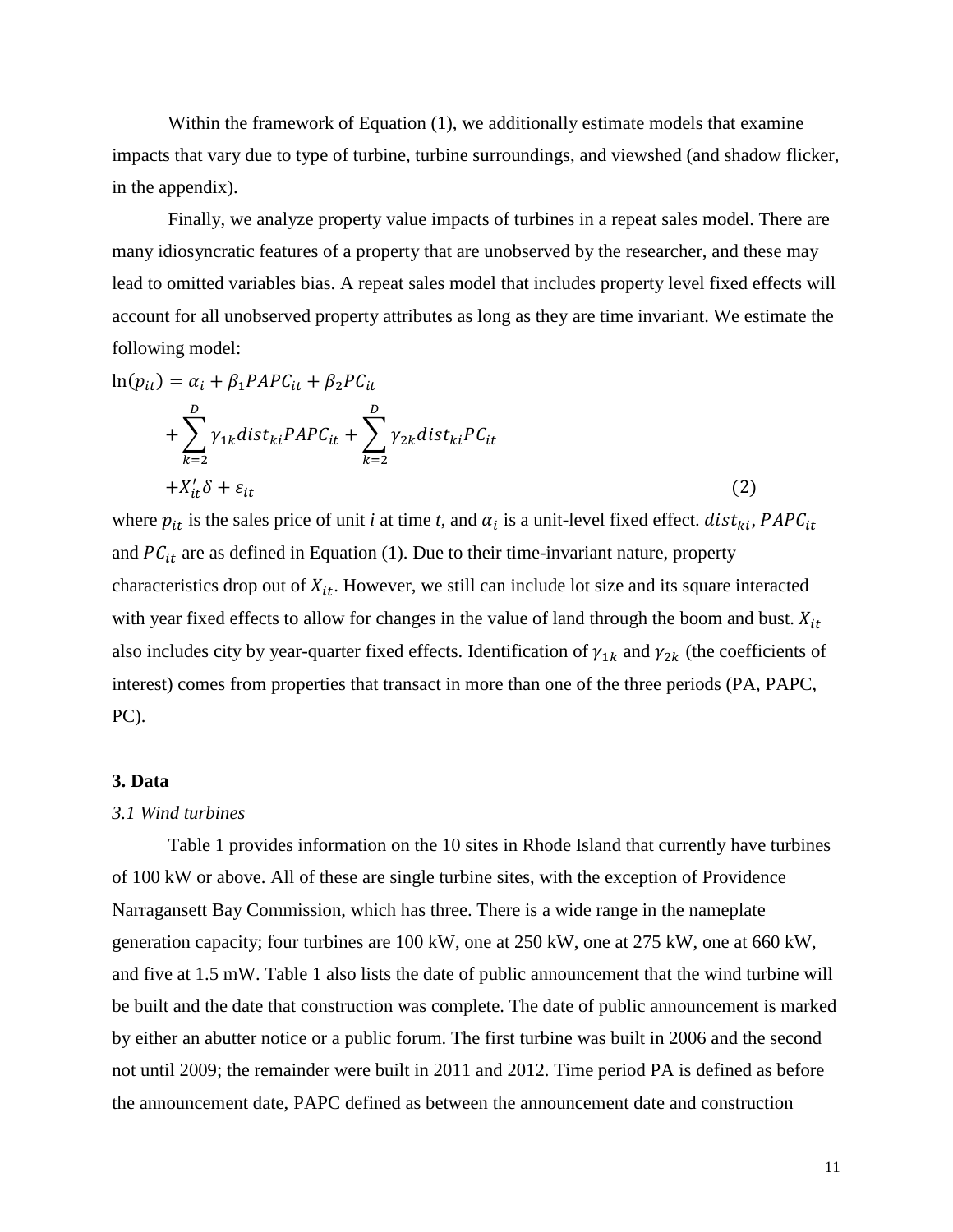Within the framework of Equation (1), we additionally estimate models that examine impacts that vary due to type of turbine, turbine surroundings, and viewshed (and shadow flicker, in the appendix).

Finally, we analyze property value impacts of turbines in a repeat sales model. There are many idiosyncratic features of a property that are unobserved by the researcher, and these may lead to omitted variables bias. A repeat sales model that includes property level fixed effects will account for all unobserved property attributes as long as they are time invariant. We estimate the following model:

$$
\begin{aligned}
\ln(p_{it}) &= \alpha_i + \beta_1 PAPC_{it} + \beta_2 PC_{it} \\
&+ \sum_{k=2}^{D} \gamma_{1k} dist_{ki} PAPC_{it} + \sum_{k=2}^{D} \gamma_{2k} dist_{ki} PC_{it} \\
&+ X_{it}'\delta + \varepsilon_{it} \qquad (2)
\end{aligned}
$$

where $p_{it}$ is the sales price of unit *i* at time *t*, and $\alpha_i$ is a unit-level fixed effect. $dist_{ki}$, $PAPC_{it}$ and $PC_{it}$ are as defined in Equation (1). Due to their time-invariant nature, property characteristics drop out of $X_{it}$. However, we still can include lot size and its square interacted with year fixed effects to allow for changes in the value of land through the boom and bust. $X_{it}$ also includes city by year-quarter fixed effects. Identification of $\gamma_{1k}$ and $\gamma_{2k}$ (the coefficients of interest) comes from properties that transact in more than one of the three periods (PA, PAPC, PC).

## 3. Data

### *3.1 Wind turbines*

Table 1 provides information on the 10 sites in Rhode Island that currently have turbines of 100 kW or above. All of these are single turbine sites, with the exception of Providence Narragansett Bay Commission, which has three. There is a wide range in the nameplate generation capacity; four turbines are 100 kW, one at 250 kW, one at 275 kW, one at 660 kW, and five at 1.5 mW. Table 1 also lists the date of public announcement that the wind turbine will be built and the date that construction was complete. The date of public announcement is marked by either an abutter notice or a public forum. The first turbine was built in 2006 and the second not until 2009; the remainder were built in 2011 and 2012. Time period PA is defined as before the announcement date, PAPC defined as between the announcement date and construction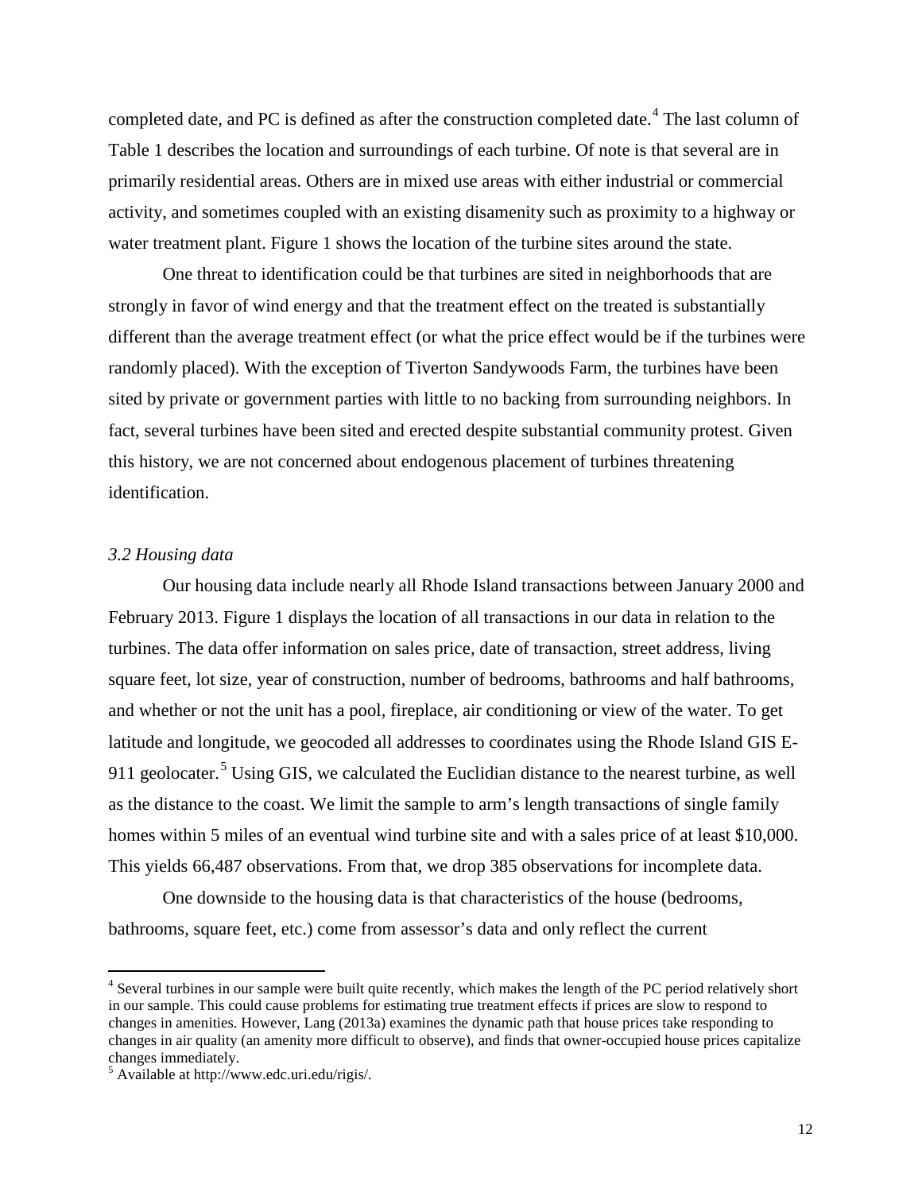completed date, and PC is defined as after the construction completed date.[4] The last column of Table 1 describes the location and surroundings of each turbine. Of note is that several are in primarily residential areas. Others are in mixed use areas with either industrial or commercial activity, and sometimes coupled with an existing disamenity such as proximity to a highway or water treatment plant. Figure 1 shows the location of the turbine sites around the state.

One threat to identification could be that turbines are sited in neighborhoods that are strongly in favor of wind energy and that the treatment effect on the treated is substantially different than the average treatment effect (or what the price effect would be if the turbines were randomly placed). With the exception of Tiverton Sandywoods Farm, the turbines have been sited by private or government parties with little to no backing from surrounding neighbors. In fact, several turbines have been sited and erected despite substantial community protest. Given this history, we are not concerned about endogenous placement of turbines threatening identification.

### *3.2 Housing data*

Our housing data include nearly all Rhode Island transactions between January 2000 and February 2013. Figure 1 displays the location of all transactions in our data in relation to the turbines. The data offer information on sales price, date of transaction, street address, living square feet, lot size, year of construction, number of bedrooms, bathrooms and half bathrooms, and whether or not the unit has a pool, fireplace, air conditioning or view of the water. To get latitude and longitude, we geocoded all addresses to coordinates using the Rhode Island GIS E-911 geolocater.[5] Using GIS, we calculated the Euclidian distance to the nearest turbine, as well as the distance to the coast. We limit the sample to arm's length transactions of single family homes within 5 miles of an eventual wind turbine site and with a sales price of at least $10,000. This yields 66,487 observations. From that, we drop 385 observations for incomplete data.

One downside to the housing data is that characteristics of the house (bedrooms, bathrooms, square feet, etc.) come from assessor's data and only reflect the current

---

[4] Several turbines in our sample were built quite recently, which makes the length of the PC period relatively short in our sample. This could cause problems for estimating true treatment effects if prices are slow to respond to changes in amenities. However, Lang (2013a) examines the dynamic path that house prices take responding to changes in air quality (an amenity more difficult to observe), and finds that owner-occupied house prices capitalize changes immediately.

[5] Available at http://www.edc.uri.edu/rigis/.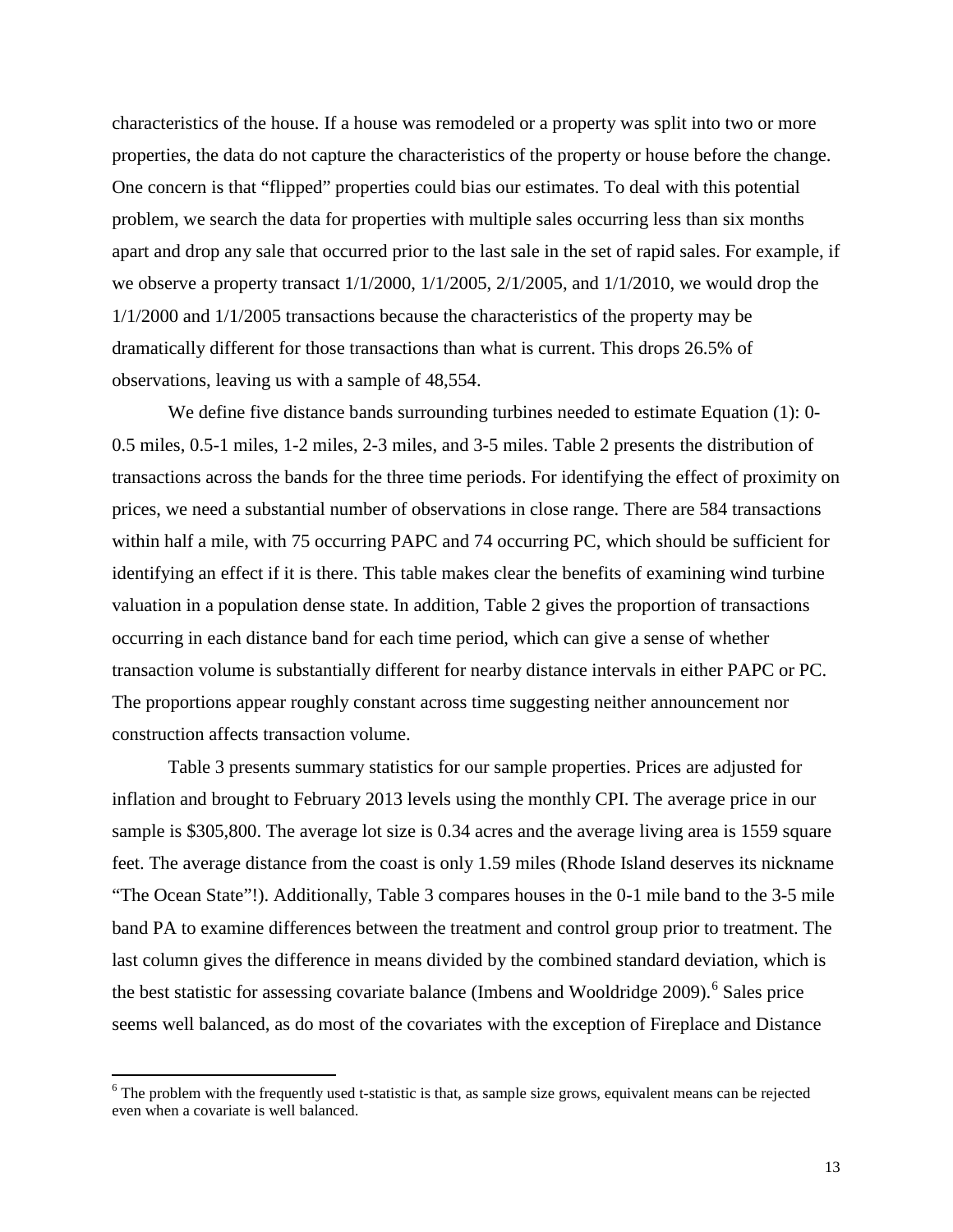characteristics of the house. If a house was remodeled or a property was split into two or more properties, the data do not capture the characteristics of the property or house before the change. One concern is that "flipped" properties could bias our estimates. To deal with this potential problem, we search the data for properties with multiple sales occurring less than six months apart and drop any sale that occurred prior to the last sale in the set of rapid sales. For example, if we observe a property transact 1/1/2000, 1/1/2005, 2/1/2005, and 1/1/2010, we would drop the 1/1/2000 and 1/1/2005 transactions because the characteristics of the property may be dramatically different for those transactions than what is current. This drops 26.5% of observations, leaving us with a sample of 48,554.

We define five distance bands surrounding turbines needed to estimate Equation (1): 0-0.5 miles, 0.5-1 miles, 1-2 miles, 2-3 miles, and 3-5 miles. Table 2 presents the distribution of transactions across the bands for the three time periods. For identifying the effect of proximity on prices, we need a substantial number of observations in close range. There are 584 transactions within half a mile, with 75 occurring PAPC and 74 occurring PC, which should be sufficient for identifying an effect if it is there. This table makes clear the benefits of examining wind turbine valuation in a population dense state. In addition, Table 2 gives the proportion of transactions occurring in each distance band for each time period, which can give a sense of whether transaction volume is substantially different for nearby distance intervals in either PAPC or PC. The proportions appear roughly constant across time suggesting neither announcement nor construction affects transaction volume.

Table 3 presents summary statistics for our sample properties. Prices are adjusted for inflation and brought to February 2013 levels using the monthly CPI. The average price in our sample is $305,800. The average lot size is 0.34 acres and the average living area is 1559 square feet. The average distance from the coast is only 1.59 miles (Rhode Island deserves its nickname "The Ocean State"!). Additionally, Table 3 compares houses in the 0-1 mile band to the 3-5 mile band PA to examine differences between the treatment and control group prior to treatment. The last column gives the difference in means divided by the combined standard deviation, which is the best statistic for assessing covariate balance (Imbens and Wooldridge 2009).[6] Sales price seems well balanced, as do most of the covariates with the exception of Fireplace and Distance

[6] The problem with the frequently used t-statistic is that, as sample size grows, equivalent means can be rejected even when a covariate is well balanced.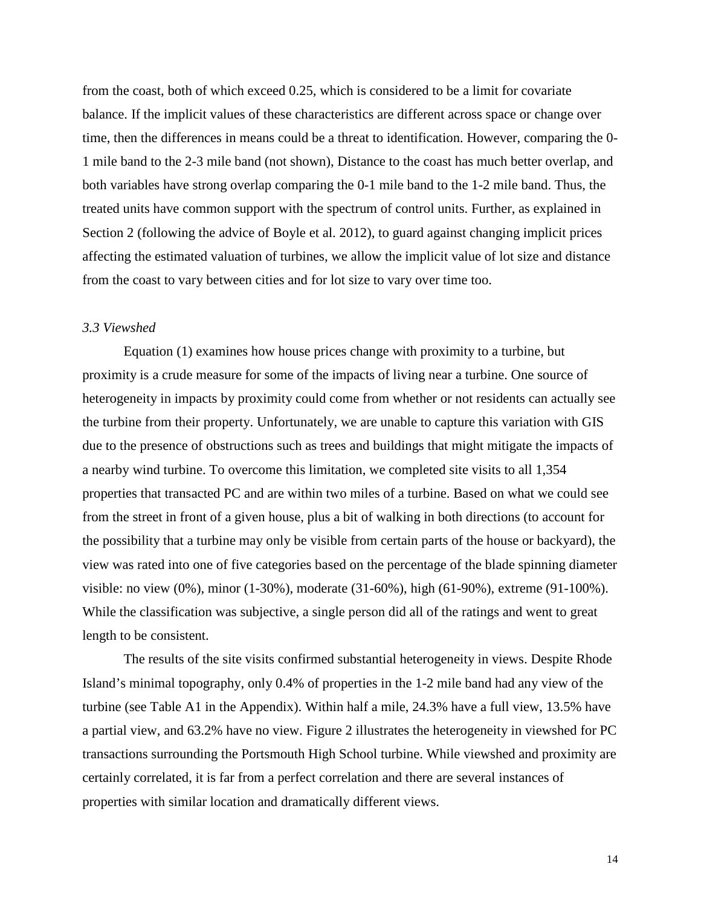from the coast, both of which exceed 0.25, which is considered to be a limit for covariate balance. If the implicit values of these characteristics are different across space or change over time, then the differences in means could be a threat to identification. However, comparing the 0-1 mile band to the 2-3 mile band (not shown), Distance to the coast has much better overlap, and both variables have strong overlap comparing the 0-1 mile band to the 1-2 mile band. Thus, the treated units have common support with the spectrum of control units. Further, as explained in Section 2 (following the advice of Boyle et al. 2012), to guard against changing implicit prices affecting the estimated valuation of turbines, we allow the implicit value of lot size and distance from the coast to vary between cities and for lot size to vary over time too.

### *3.3 Viewshed*

Equation (1) examines how house prices change with proximity to a turbine, but proximity is a crude measure for some of the impacts of living near a turbine. One source of heterogeneity in impacts by proximity could come from whether or not residents can actually see the turbine from their property. Unfortunately, we are unable to capture this variation with GIS due to the presence of obstructions such as trees and buildings that might mitigate the impacts of a nearby wind turbine. To overcome this limitation, we completed site visits to all 1,354 properties that transacted PC and are within two miles of a turbine. Based on what we could see from the street in front of a given house, plus a bit of walking in both directions (to account for the possibility that a turbine may only be visible from certain parts of the house or backyard), the view was rated into one of five categories based on the percentage of the blade spinning diameter visible: no view (0%), minor (1-30%), moderate (31-60%), high (61-90%), extreme (91-100%). While the classification was subjective, a single person did all of the ratings and went to great length to be consistent.

The results of the site visits confirmed substantial heterogeneity in views. Despite Rhode Island's minimal topography, only 0.4% of properties in the 1-2 mile band had any view of the turbine (see Table A1 in the Appendix). Within half a mile, 24.3% have a full view, 13.5% have a partial view, and 63.2% have no view. Figure 2 illustrates the heterogeneity in viewshed for PC transactions surrounding the Portsmouth High School turbine. While viewshed and proximity are certainly correlated, it is far from a perfect correlation and there are several instances of properties with similar location and dramatically different views.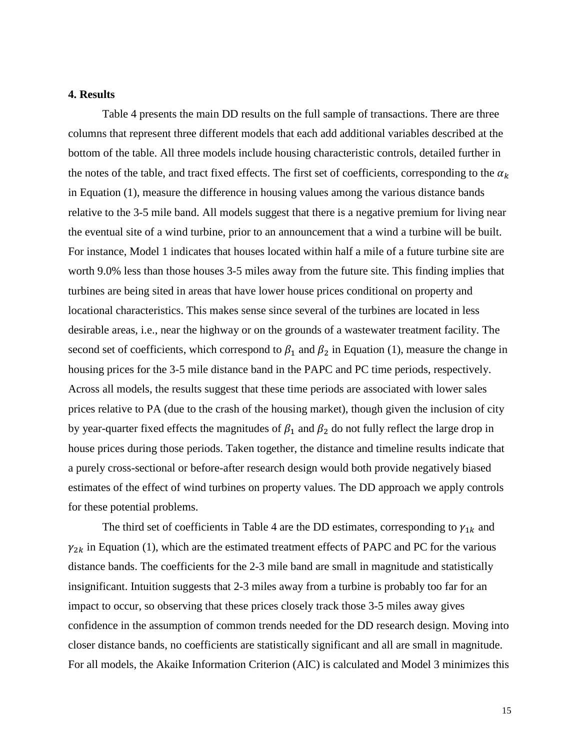**4. Results**

Table 4 presents the main DD results on the full sample of transactions. There are three columns that represent three different models that each add additional variables described at the bottom of the table. All three models include housing characteristic controls, detailed further in the notes of the table, and tract fixed effects. The first set of coefficients, corresponding to the $\alpha_k$ in Equation (1), measure the difference in housing values among the various distance bands relative to the 3-5 mile band. All models suggest that there is a negative premium for living near the eventual site of a wind turbine, prior to an announcement that a wind a turbine will be built. For instance, Model 1 indicates that houses located within half a mile of a future turbine site are worth 9.0% less than those houses 3-5 miles away from the future site. This finding implies that turbines are being sited in areas that have lower house prices conditional on property and locational characteristics. This makes sense since several of the turbines are located in less desirable areas, i.e., near the highway or on the grounds of a wastewater treatment facility. The second set of coefficients, which correspond to $\beta_1$ and $\beta_2$ in Equation (1), measure the change in housing prices for the 3-5 mile distance band in the PAPC and PC time periods, respectively. Across all models, the results suggest that these time periods are associated with lower sales prices relative to PA (due to the crash of the housing market), though given the inclusion of city by year-quarter fixed effects the magnitudes of $\beta_1$ and $\beta_2$ do not fully reflect the large drop in house prices during those periods. Taken together, the distance and timeline results indicate that a purely cross-sectional or before-after research design would both provide negatively biased estimates of the effect of wind turbines on property values. The DD approach we apply controls for these potential problems.

The third set of coefficients in Table 4 are the DD estimates, corresponding to $\gamma_{1k}$ and $\gamma_{2k}$ in Equation (1), which are the estimated treatment effects of PAPC and PC for the various distance bands. The coefficients for the 2-3 mile band are small in magnitude and statistically insignificant. Intuition suggests that 2-3 miles away from a turbine is probably too far for an impact to occur, so observing that these prices closely track those 3-5 miles away gives confidence in the assumption of common trends needed for the DD research design. Moving into closer distance bands, no coefficients are statistically significant and all are small in magnitude. For all models, the Akaike Information Criterion (AIC) is calculated and Model 3 minimizes this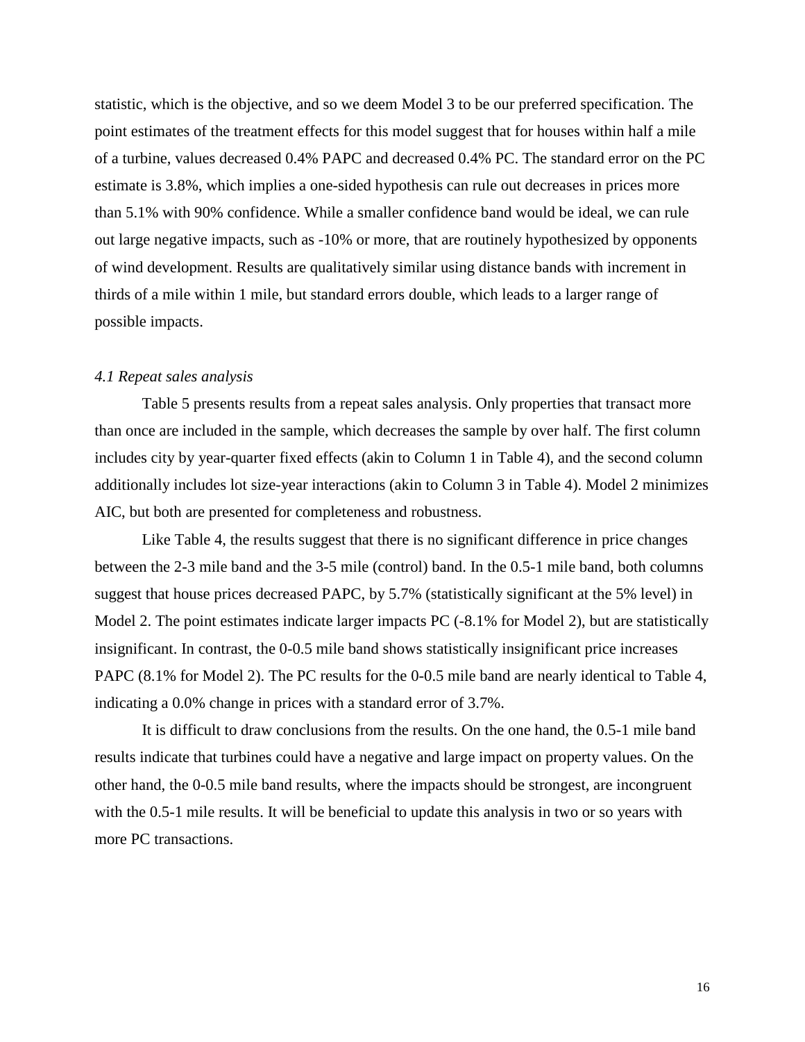statistic, which is the objective, and so we deem Model 3 to be our preferred specification. The point estimates of the treatment effects for this model suggest that for houses within half a mile of a turbine, values decreased 0.4% PAPC and decreased 0.4% PC. The standard error on the PC estimate is 3.8%, which implies a one-sided hypothesis can rule out decreases in prices more than 5.1% with 90% confidence. While a smaller confidence band would be ideal, we can rule out large negative impacts, such as -10% or more, that are routinely hypothesized by opponents of wind development. Results are qualitatively similar using distance bands with increment in thirds of a mile within 1 mile, but standard errors double, which leads to a larger range of possible impacts.

### *4.1 Repeat sales analysis*

Table 5 presents results from a repeat sales analysis. Only properties that transact more than once are included in the sample, which decreases the sample by over half. The first column includes city by year-quarter fixed effects (akin to Column 1 in Table 4), and the second column additionally includes lot size-year interactions (akin to Column 3 in Table 4). Model 2 minimizes AIC, but both are presented for completeness and robustness.

Like Table 4, the results suggest that there is no significant difference in price changes between the 2-3 mile band and the 3-5 mile (control) band. In the 0.5-1 mile band, both columns suggest that house prices decreased PAPC, by 5.7% (statistically significant at the 5% level) in Model 2. The point estimates indicate larger impacts PC (-8.1% for Model 2), but are statistically insignificant. In contrast, the 0-0.5 mile band shows statistically insignificant price increases PAPC (8.1% for Model 2). The PC results for the 0-0.5 mile band are nearly identical to Table 4, indicating a 0.0% change in prices with a standard error of 3.7%.

It is difficult to draw conclusions from the results. On the one hand, the 0.5-1 mile band results indicate that turbines could have a negative and large impact on property values. On the other hand, the 0-0.5 mile band results, where the impacts should be strongest, are incongruent with the 0.5-1 mile results. It will be beneficial to update this analysis in two or so years with more PC transactions.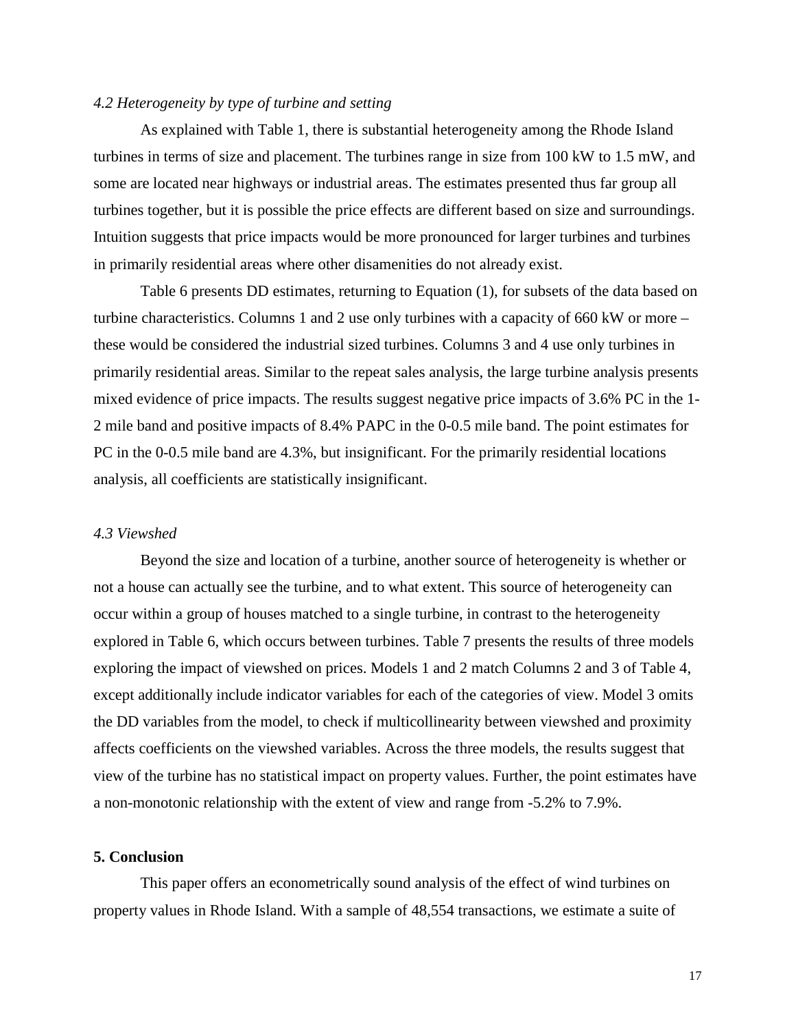### *4.2 Heterogeneity by type of turbine and setting*

As explained with Table 1, there is substantial heterogeneity among the Rhode Island turbines in terms of size and placement. The turbines range in size from 100 kW to 1.5 mW, and some are located near highways or industrial areas. The estimates presented thus far group all turbines together, but it is possible the price effects are different based on size and surroundings. Intuition suggests that price impacts would be more pronounced for larger turbines and turbines in primarily residential areas where other disamenities do not already exist.

Table 6 presents DD estimates, returning to Equation (1), for subsets of the data based on turbine characteristics. Columns 1 and 2 use only turbines with a capacity of 660 kW or more – these would be considered the industrial sized turbines. Columns 3 and 4 use only turbines in primarily residential areas. Similar to the repeat sales analysis, the large turbine analysis presents mixed evidence of price impacts. The results suggest negative price impacts of 3.6% PC in the 1-2 mile band and positive impacts of 8.4% PAPC in the 0-0.5 mile band. The point estimates for PC in the 0-0.5 mile band are 4.3%, but insignificant. For the primarily residential locations analysis, all coefficients are statistically insignificant.

### *4.3 Viewshed*

Beyond the size and location of a turbine, another source of heterogeneity is whether or not a house can actually see the turbine, and to what extent. This source of heterogeneity can occur within a group of houses matched to a single turbine, in contrast to the heterogeneity explored in Table 6, which occurs between turbines. Table 7 presents the results of three models exploring the impact of viewshed on prices. Models 1 and 2 match Columns 2 and 3 of Table 4, except additionally include indicator variables for each of the categories of view. Model 3 omits the DD variables from the model, to check if multicollinearity between viewshed and proximity affects coefficients on the viewshed variables. Across the three models, the results suggest that view of the turbine has no statistical impact on property values. Further, the point estimates have a non-monotonic relationship with the extent of view and range from -5.2% to 7.9%.

## **5. Conclusion**

This paper offers an econometrically sound analysis of the effect of wind turbines on property values in Rhode Island. With a sample of 48,554 transactions, we estimate a suite of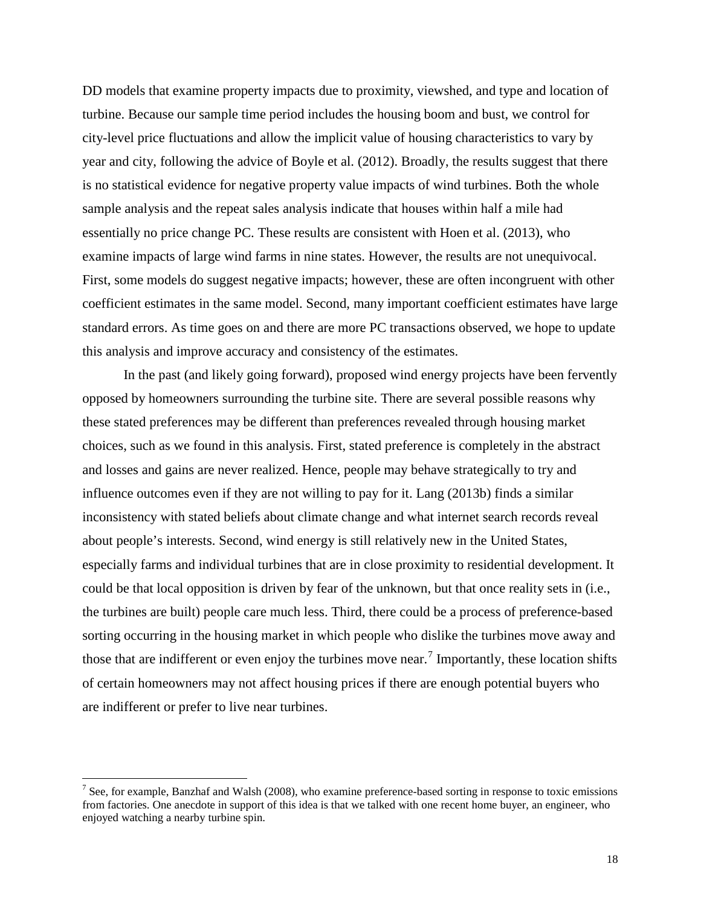DD models that examine property impacts due to proximity, viewshed, and type and location of turbine. Because our sample time period includes the housing boom and bust, we control for city-level price fluctuations and allow the implicit value of housing characteristics to vary by year and city, following the advice of Boyle et al. (2012). Broadly, the results suggest that there is no statistical evidence for negative property value impacts of wind turbines. Both the whole sample analysis and the repeat sales analysis indicate that houses within half a mile had essentially no price change PC. These results are consistent with Hoen et al. (2013), who examine impacts of large wind farms in nine states. However, the results are not unequivocal. First, some models do suggest negative impacts; however, these are often incongruent with other coefficient estimates in the same model. Second, many important coefficient estimates have large standard errors. As time goes on and there are more PC transactions observed, we hope to update this analysis and improve accuracy and consistency of the estimates.

In the past (and likely going forward), proposed wind energy projects have been fervently opposed by homeowners surrounding the turbine site. There are several possible reasons why these stated preferences may be different than preferences revealed through housing market choices, such as we found in this analysis. First, stated preference is completely in the abstract and losses and gains are never realized. Hence, people may behave strategically to try and influence outcomes even if they are not willing to pay for it. Lang (2013b) finds a similar inconsistency with stated beliefs about climate change and what internet search records reveal about people's interests. Second, wind energy is still relatively new in the United States, especially farms and individual turbines that are in close proximity to residential development. It could be that local opposition is driven by fear of the unknown, but that once reality sets in (i.e., the turbines are built) people care much less. Third, there could be a process of preference-based sorting occurring in the housing market in which people who dislike the turbines move away and those that are indifferent or even enjoy the turbines move near.[7] Importantly, these location shifts of certain homeowners may not affect housing prices if there are enough potential buyers who are indifferent or prefer to live near turbines.

[7] See, for example, Banzhaf and Walsh (2008), who examine preference-based sorting in response to toxic emissions from factories. One anecdote in support of this idea is that we talked with one recent home buyer, an engineer, who enjoyed watching a nearby turbine spin.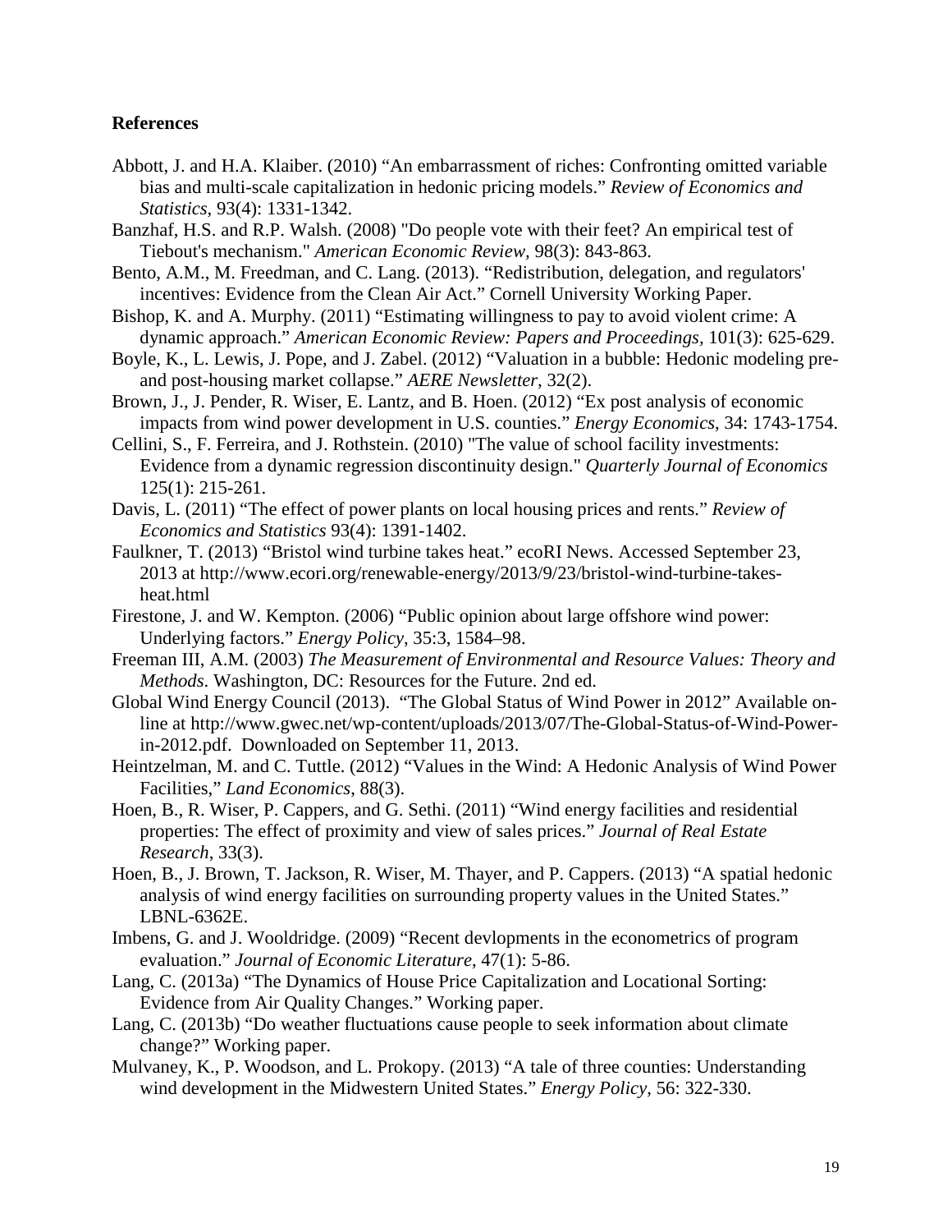## References

Abbott, J. and H.A. Klaiber. (2010) "An embarrassment of riches: Confronting omitted variable bias and multi-scale capitalization in hedonic pricing models." *Review of Economics and Statistics*, 93(4): 1331-1342.

Banzhaf, H.S. and R.P. Walsh. (2008) "Do people vote with their feet? An empirical test of Tiebout's mechanism." *American Economic Review*, 98(3): 843-863.

Bento, A.M., M. Freedman, and C. Lang. (2013). "Redistribution, delegation, and regulators' incentives: Evidence from the Clean Air Act." Cornell University Working Paper.

Bishop, K. and A. Murphy. (2011) "Estimating willingness to pay to avoid violent crime: A dynamic approach." *American Economic Review: Papers and Proceedings*, 101(3): 625-629.

Boyle, K., L. Lewis, J. Pope, and J. Zabel. (2012) "Valuation in a bubble: Hedonic modeling pre- and post-housing market collapse." *AERE Newsletter*, 32(2).

Brown, J., J. Pender, R. Wiser, E. Lantz, and B. Hoen. (2012) "Ex post analysis of economic impacts from wind power development in U.S. counties." *Energy Economics*, 34: 1743-1754.

Cellini, S., F. Ferreira, and J. Rothstein. (2010) "The value of school facility investments: Evidence from a dynamic regression discontinuity design." *Quarterly Journal of Economics* 125(1): 215-261.

Davis, L. (2011) "The effect of power plants on local housing prices and rents." *Review of Economics and Statistics* 93(4): 1391-1402.

Faulkner, T. (2013) "Bristol wind turbine takes heat." ecoRI News. Accessed September 23, 2013 at http://www.ecori.org/renewable-energy/2013/9/23/bristol-wind-turbine-takes-heat.html

Firestone, J. and W. Kempton. (2006) "Public opinion about large offshore wind power: Underlying factors." *Energy Policy*, 35:3, 1584–98.

Freeman III, A.M. (2003) *The Measurement of Environmental and Resource Values: Theory and Methods*. Washington, DC: Resources for the Future. 2nd ed.

Global Wind Energy Council (2013). "The Global Status of Wind Power in 2012" Available on-line at http://www.gwec.net/wp-content/uploads/2013/07/The-Global-Status-of-Wind-Power-in-2012.pdf. Downloaded on September 11, 2013.

Heintzelman, M. and C. Tuttle. (2012) "Values in the Wind: A Hedonic Analysis of Wind Power Facilities," *Land Economics*, 88(3).

Hoen, B., R. Wiser, P. Cappers, and G. Sethi. (2011) "Wind energy facilities and residential properties: The effect of proximity and view of sales prices." *Journal of Real Estate Research*, 33(3).

Hoen, B., J. Brown, T. Jackson, R. Wiser, M. Thayer, and P. Cappers. (2013) "A spatial hedonic analysis of wind energy facilities on surrounding property values in the United States." LBNL-6362E.

Imbens, G. and J. Wooldridge. (2009) "Recent devlopments in the econometrics of program evaluation." *Journal of Economic Literature*, 47(1): 5-86.

Lang, C. (2013a) "The Dynamics of House Price Capitalization and Locational Sorting: Evidence from Air Quality Changes." Working paper.

Lang, C. (2013b) "Do weather fluctuations cause people to seek information about climate change?" Working paper.

Mulvaney, K., P. Woodson, and L. Prokopy. (2013) "A tale of three counties: Understanding wind development in the Midwestern United States." *Energy Policy*, 56: 322-330.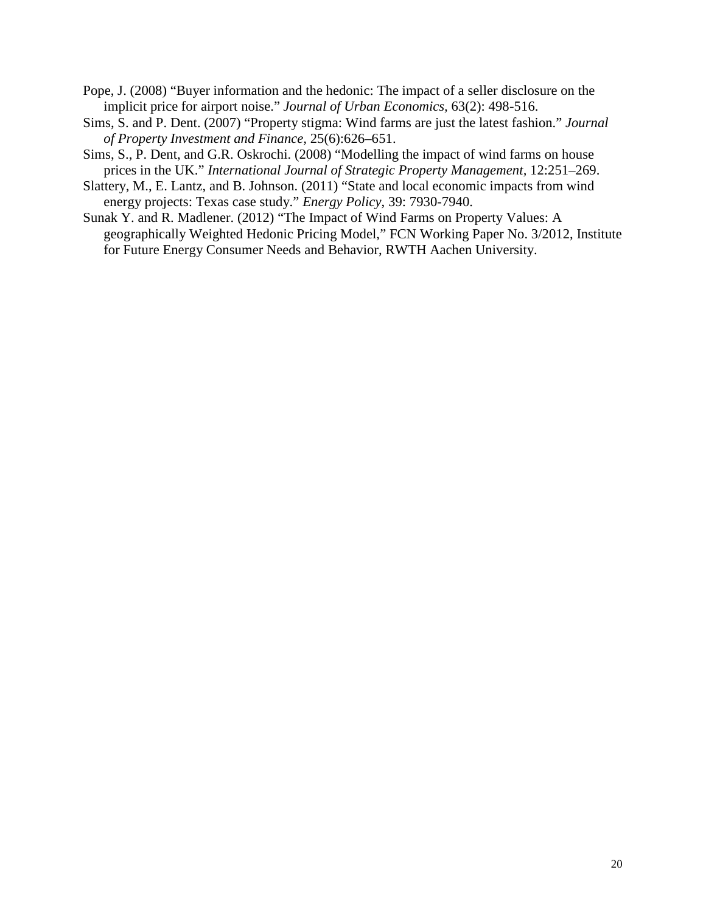Pope, J. (2008) “Buyer information and the hedonic: The impact of a seller disclosure on the implicit price for airport noise.” *Journal of Urban Economics*, 63(2): 498-516.

Sims, S. and P. Dent. (2007) “Property stigma: Wind farms are just the latest fashion.” *Journal of Property Investment and Finance*, 25(6):626–651.

Sims, S., P. Dent, and G.R. Oskrochi. (2008) “Modelling the impact of wind farms on house prices in the UK.” *International Journal of Strategic Property Management*, 12:251–269.

Slattery, M., E. Lantz, and B. Johnson. (2011) “State and local economic impacts from wind energy projects: Texas case study.” *Energy Policy*, 39: 7930-7940.

Sunak Y. and R. Madlener. (2012) “The Impact of Wind Farms on Property Values: A geographically Weighted Hedonic Pricing Model,” FCN Working Paper No. 3/2012, Institute for Future Energy Consumer Needs and Behavior, RWTH Aachen University.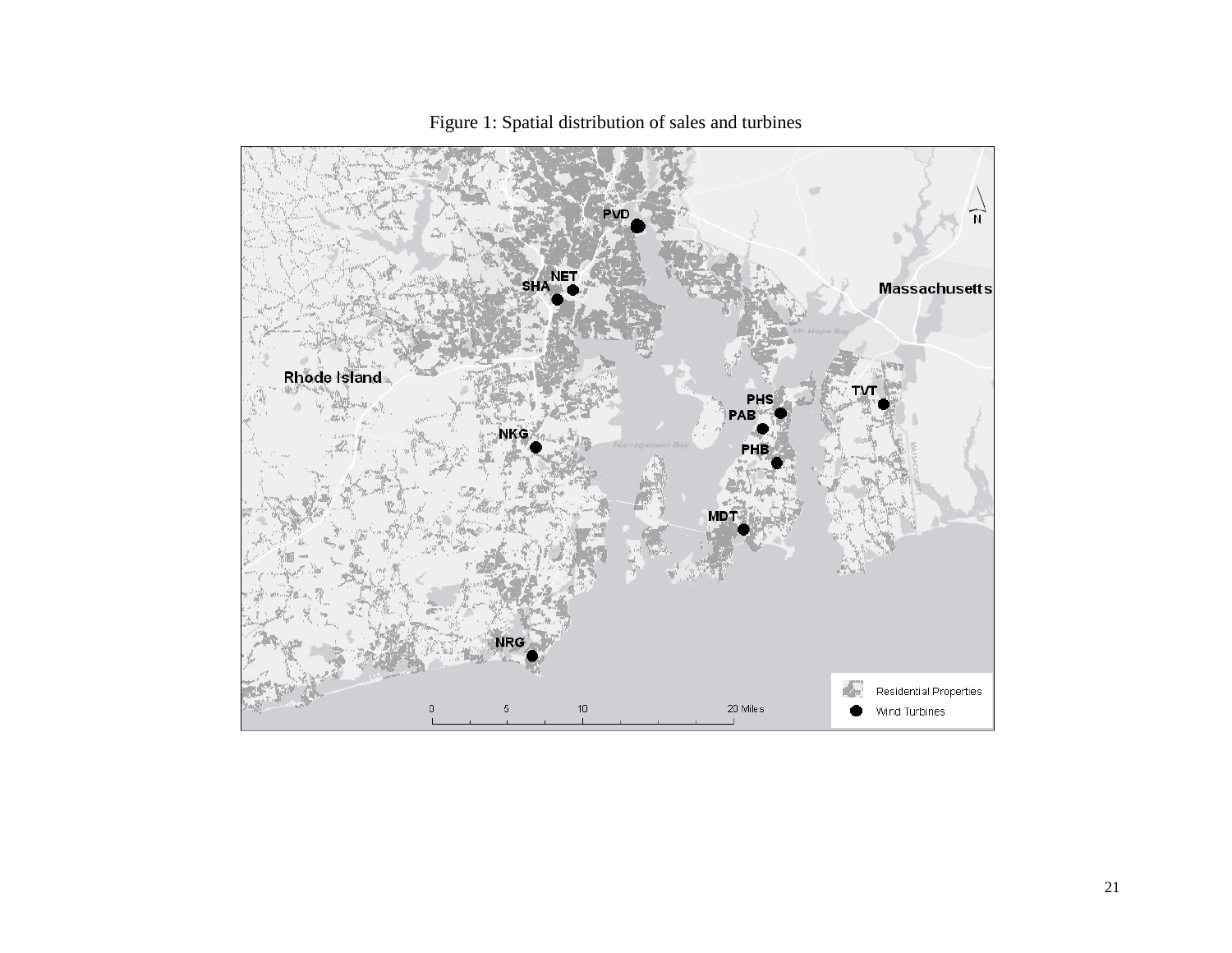Figure 1: Spatial distribution of sales and turbines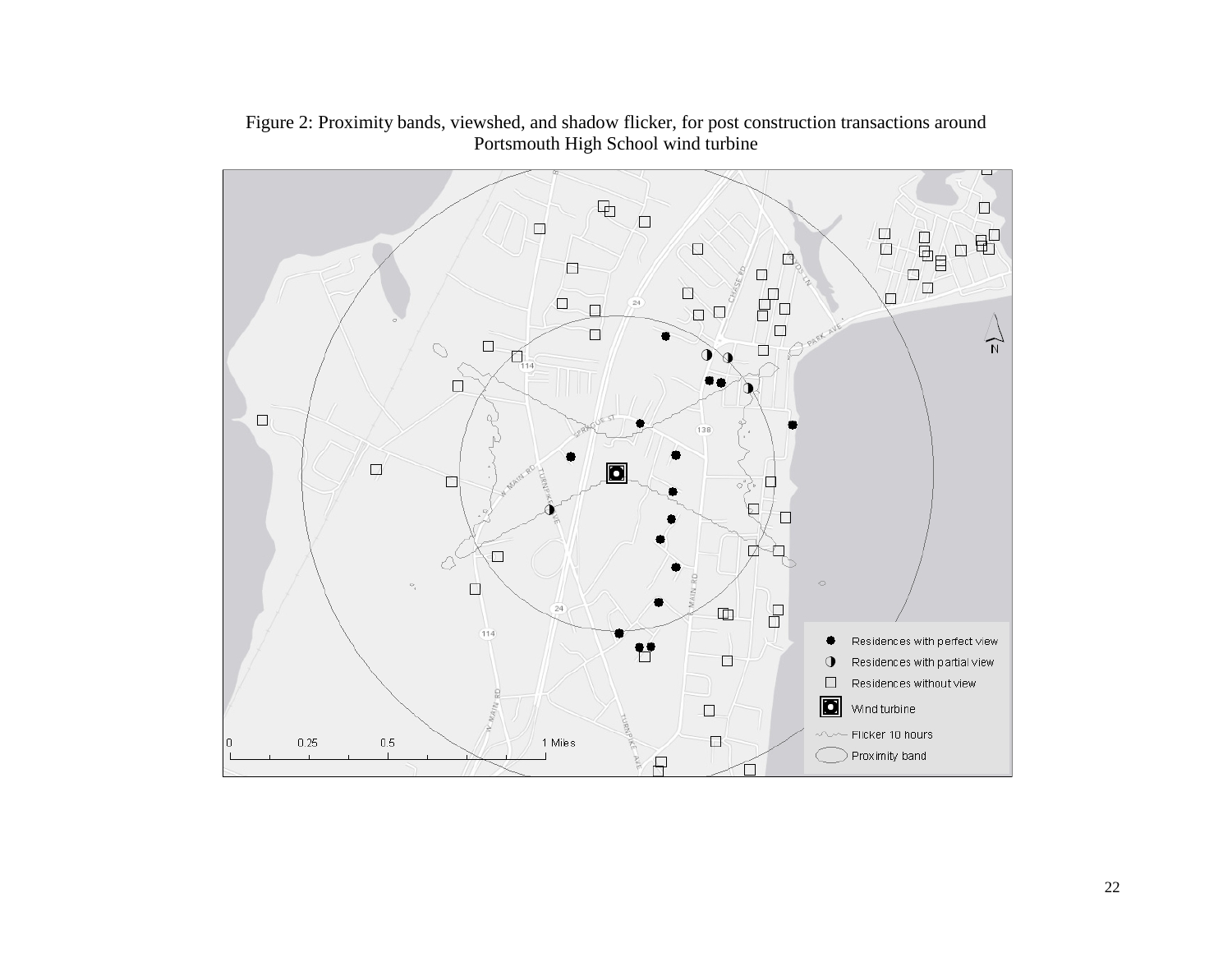Figure 2: Proximity bands, viewshed, and shadow flicker, for post construction transactions around Portsmouth High School wind turbine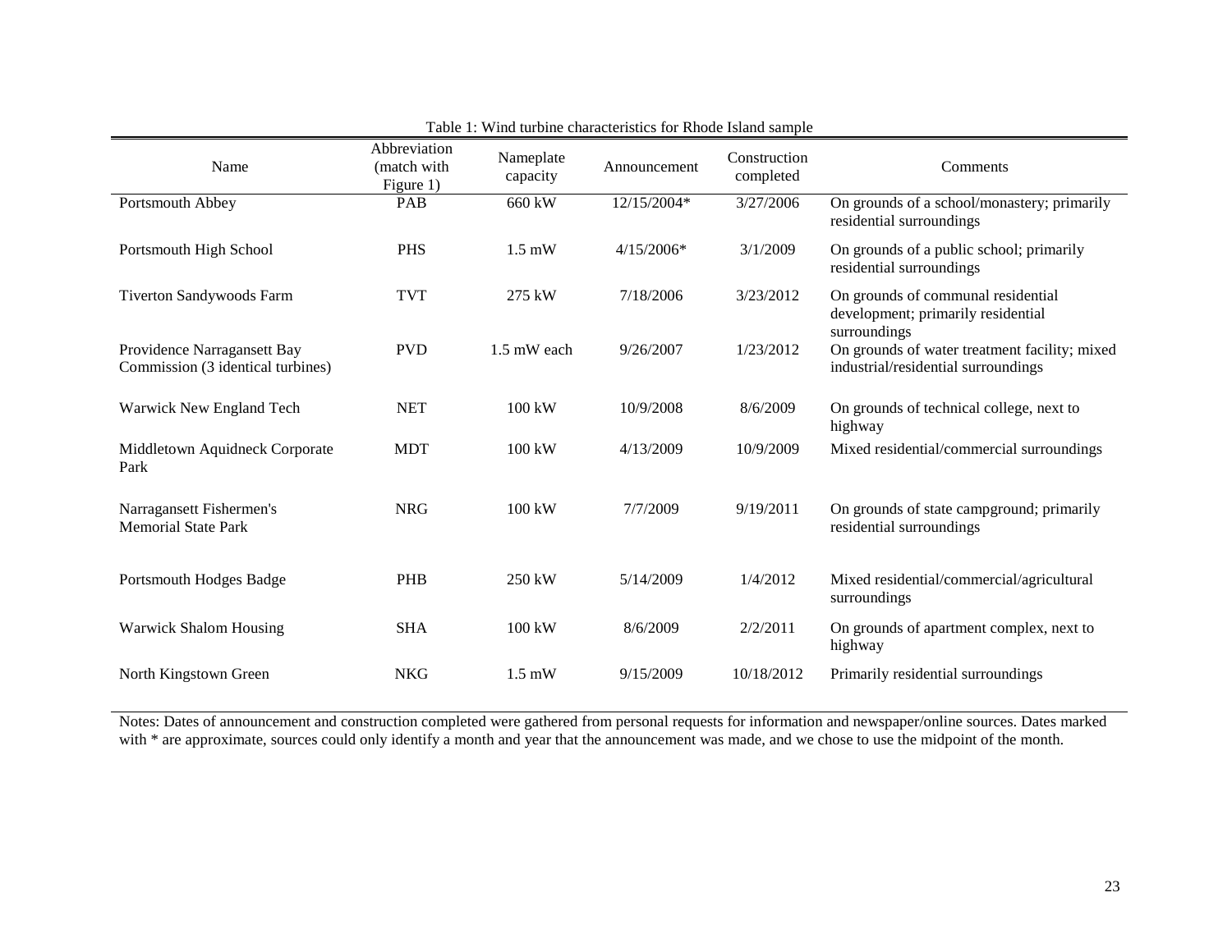Table 1: Wind turbine characteristics for Rhode Island sample

| Name | Abbreviation (match with Figure 1) | Nameplate capacity | Announcement | Construction completed | Comments |
|---|---|---|---|---|---|
| Portsmouth Abbey | PAB | 660 kW | 12/15/2004* | 3/27/2006 | On grounds of a school/monastery; primarily residential surroundings |
| Portsmouth High School | PHS | 1.5 mW | 4/15/2006* | 3/1/2009 | On grounds of a public school; primarily residential surroundings |
| Tiverton Sandywoods Farm | TVT | 275 kW | 7/18/2006 | 3/23/2012 | On grounds of communal residential development; primarily residential surroundings |
| Providence Narragansett Bay Commission (3 identical turbines) | PVD | 1.5 mW each | 9/26/2007 | 1/23/2012 | On grounds of water treatment facility; mixed industrial/residential surroundings |
| Warwick New England Tech | NET | 100 kW | 10/9/2008 | 8/6/2009 | On grounds of technical college, next to highway |
| Middletown Aquidneck Corporate Park | MDT | 100 kW | 4/13/2009 | 10/9/2009 | Mixed residential/commercial surroundings |
| Narragansett Fishermen's Memorial State Park | NRG | 100 kW | 7/7/2009 | 9/19/2011 | On grounds of state campground; primarily residential surroundings |
| Portsmouth Hodges Badge | PHB | 250 kW | 5/14/2009 | 1/4/2012 | Mixed residential/commercial/agricultural surroundings |
| Warwick Shalom Housing | SHA | 100 kW | 8/6/2009 | 2/2/2011 | On grounds of apartment complex, next to highway |
| North Kingstown Green | NKG | 1.5 mW | 9/15/2009 | 10/18/2012 | Primarily residential surroundings |

Notes: Dates of announcement and construction completed were gathered from personal requests for information and newspaper/online sources. Dates marked with * are approximate, sources could only identify a month and year that the announcement was made, and we chose to use the midpoint of the month.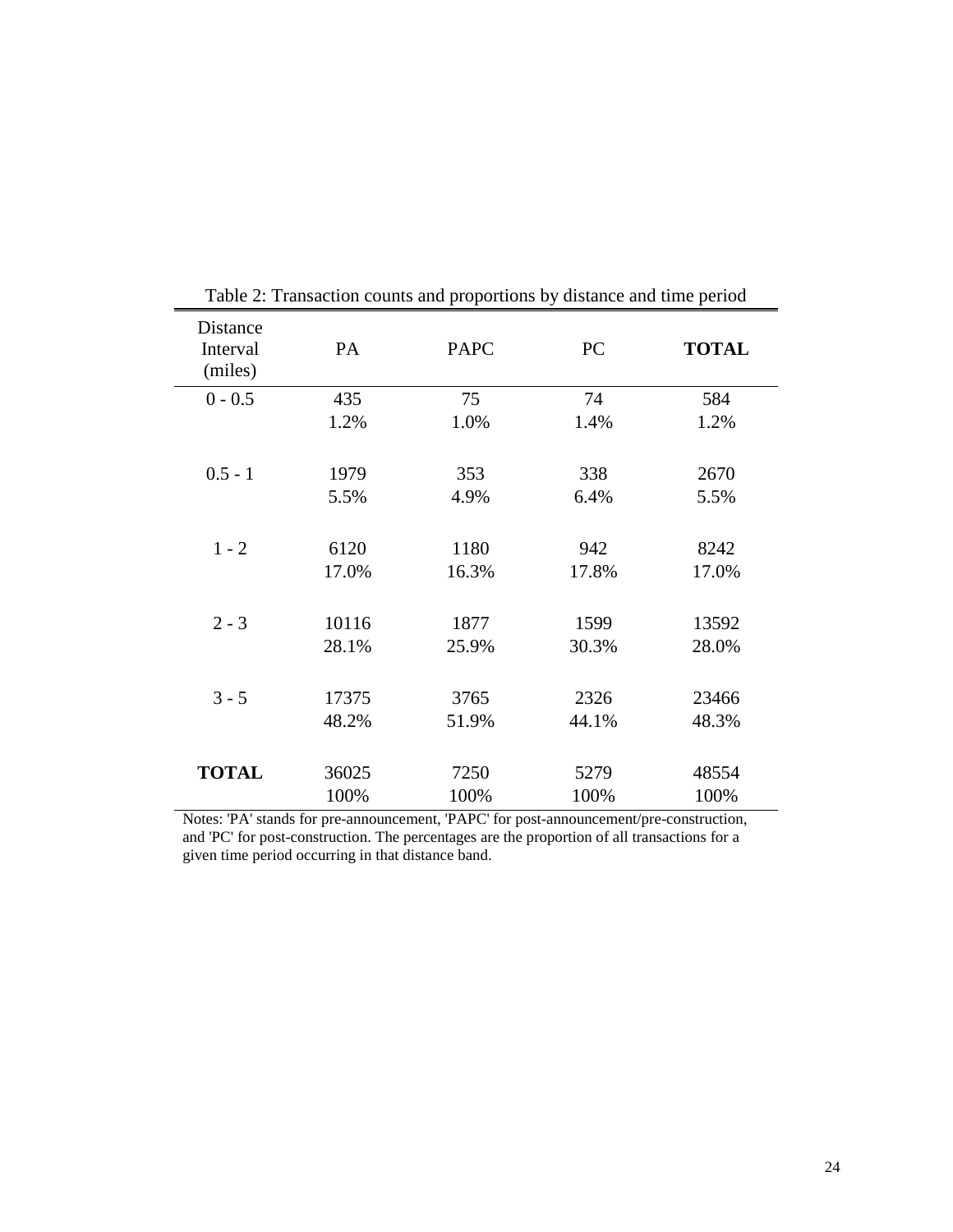Table 2: Transaction counts and proportions by distance and time period

| Distance Interval (miles) | PA | PAPC | PC | **TOTAL** |
|---|---|---|---|---|
| 0 - 0.5 | 435<br>1.2% | 75<br>1.0% | 74<br>1.4% | 584<br>1.2% |
| 0.5 - 1 | 1979<br>5.5% | 353<br>4.9% | 338<br>6.4% | 2670<br>5.5% |
| 1 - 2 | 6120<br>17.0% | 1180<br>16.3% | 942<br>17.8% | 8242<br>17.0% |
| 2 - 3 | 10116<br>28.1% | 1877<br>25.9% | 1599<br>30.3% | 13592<br>28.0% |
| 3 - 5 | 17375<br>48.2% | 3765<br>51.9% | 2326<br>44.1% | 23466<br>48.3% |
| **TOTAL** | 36025<br>100% | 7250<br>100% | 5279<br>100% | 48554<br>100% |

Notes: 'PA' stands for pre-announcement, 'PAPC' for post-announcement/pre-construction, and 'PC' for post-construction. The percentages are the proportion of all transactions for a given time period occurring in that distance band.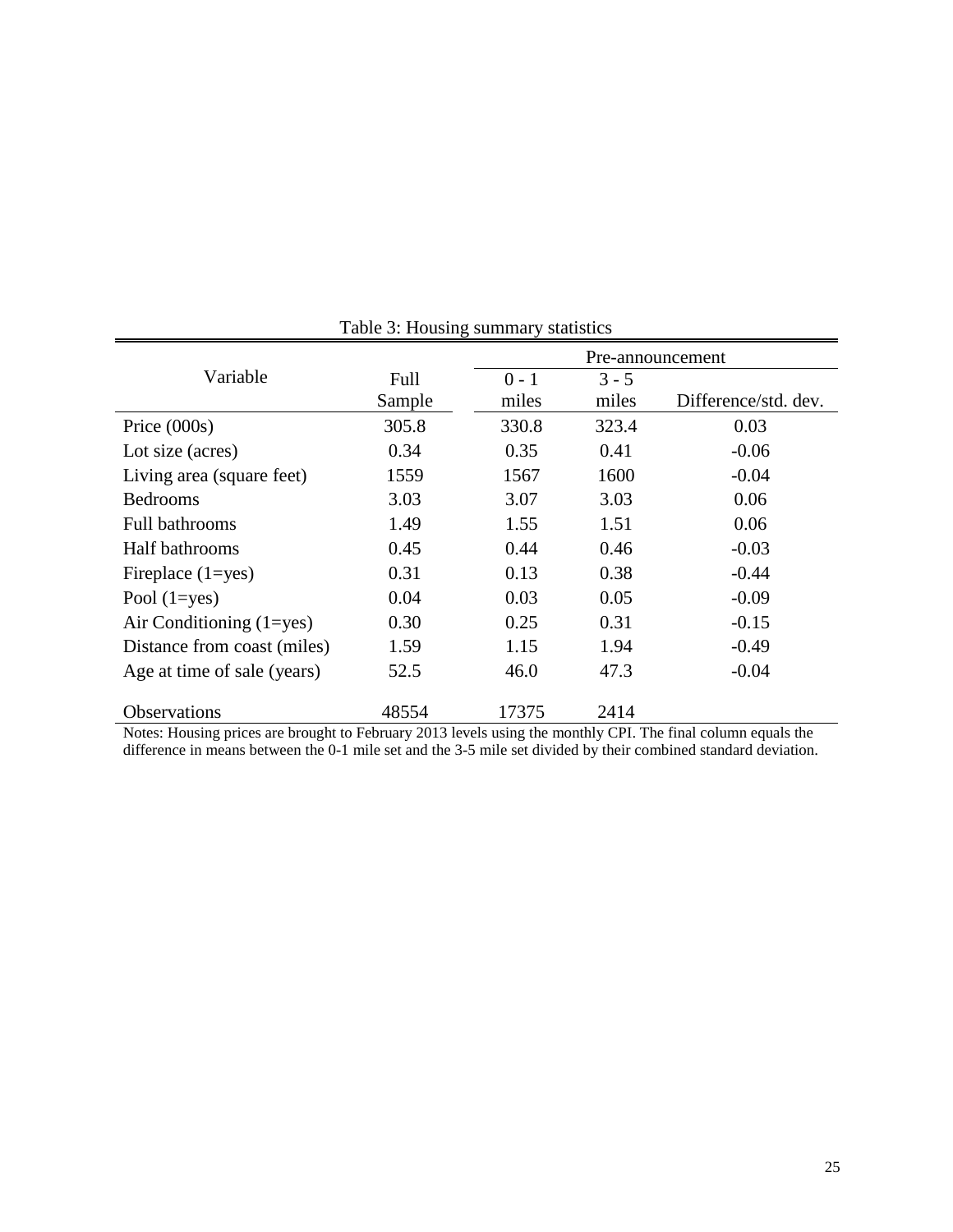Table 3: Housing summary statistics

| Variable | Full Sample | Pre-announcement 0 - 1 miles | Pre-announcement 3 - 5 miles | Pre-announcement Difference/std. dev. |
|---|---|---|---|---|
| Price (000s) | 305.8 | 330.8 | 323.4 | 0.03 |
| Lot size (acres) | 0.34 | 0.35 | 0.41 | -0.06 |
| Living area (square feet) | 1559 | 1567 | 1600 | -0.04 |
| Bedrooms | 3.03 | 3.07 | 3.03 | 0.06 |
| Full bathrooms | 1.49 | 1.55 | 1.51 | 0.06 |
| Half bathrooms | 0.45 | 0.44 | 0.46 | -0.03 |
| Fireplace (1=yes) | 0.31 | 0.13 | 0.38 | -0.44 |
| Pool (1=yes) | 0.04 | 0.03 | 0.05 | -0.09 |
| Air Conditioning (1=yes) | 0.30 | 0.25 | 0.31 | -0.15 |
| Distance from coast (miles) | 1.59 | 1.15 | 1.94 | -0.49 |
| Age at time of sale (years) | 52.5 | 46.0 | 47.3 | -0.04 |
| Observations | 48554 | 17375 | 2414 | |

Notes: Housing prices are brought to February 2013 levels using the monthly CPI. The final column equals the difference in means between the 0-1 mile set and the 3-5 mile set divided by their combined standard deviation.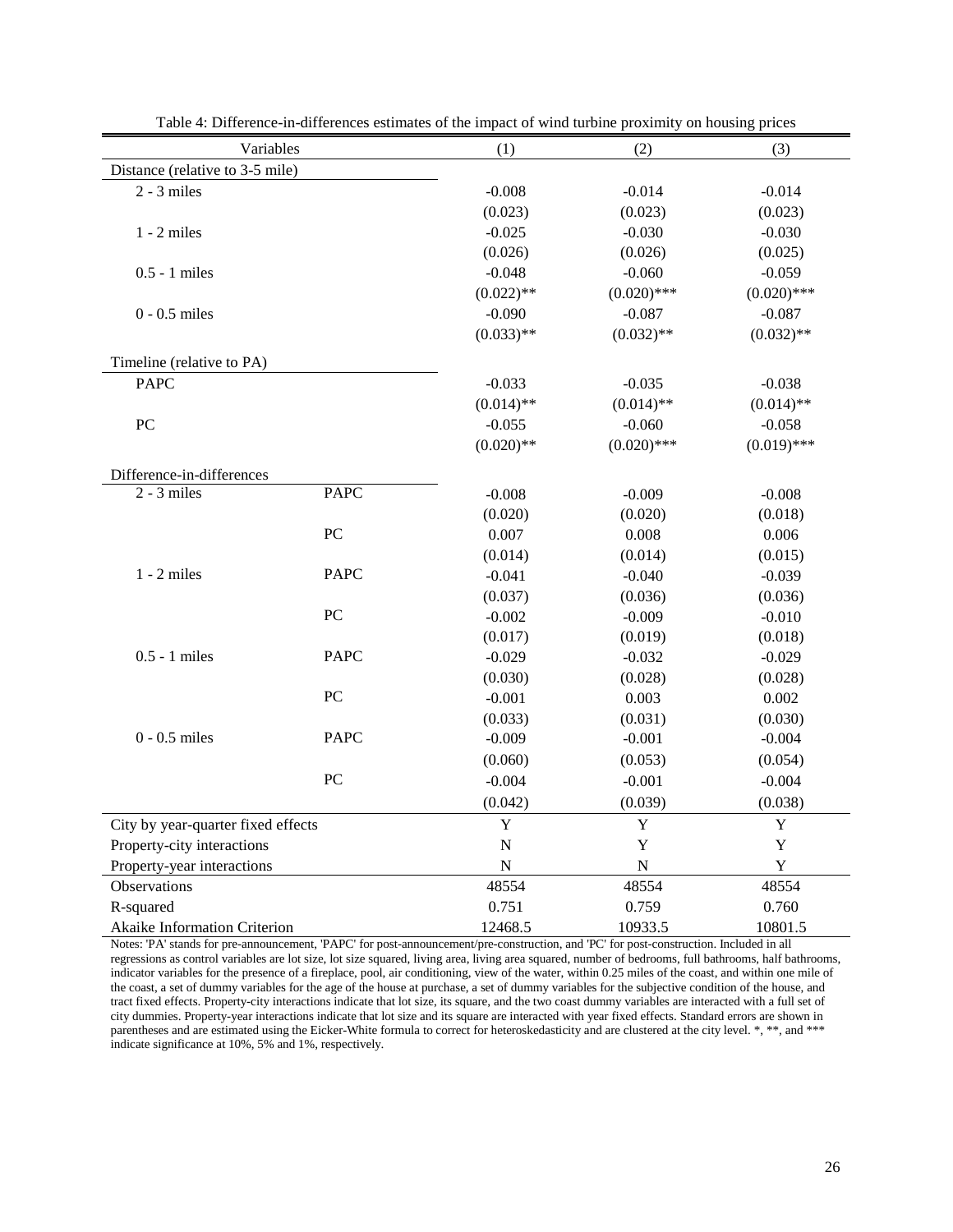Table 4: Difference-in-differences estimates of the impact of wind turbine proximity on housing prices

| Variables | | (1) | (2) | (3) |
|---|---|---|---|---|
| Distance (relative to 3-5 mile) | | | | |
| 2 - 3 miles | | -0.008 | -0.014 | -0.014 |
| | | (0.023) | (0.023) | (0.023) |
| 1 - 2 miles | | -0.025 | -0.030 | -0.030 |
| | | (0.026) | (0.026) | (0.025) |
| 0.5 - 1 miles | | -0.048 | -0.060 | -0.059 |
| | | (0.022)** | (0.020)*** | (0.020)*** |
| 0 - 0.5 miles | | -0.090 | -0.087 | -0.087 |
| | | (0.033)** | (0.032)** | (0.032)** |
| Timeline (relative to PA) | | | | |
| PAPC | | -0.033 | -0.035 | -0.038 |
| | | (0.014)** | (0.014)** | (0.014)** |
| PC | | -0.055 | -0.060 | -0.058 |
| | | (0.020)** | (0.020)*** | (0.019)*** |
| Difference-in-differences | | | | |
| 2 - 3 miles | PAPC | -0.008 | -0.009 | -0.008 |
| | | (0.020) | (0.020) | (0.018) |
| | PC | 0.007 | 0.008 | 0.006 |
| | | (0.014) | (0.014) | (0.015) |
| 1 - 2 miles | PAPC | -0.041 | -0.040 | -0.039 |
| | | (0.037) | (0.036) | (0.036) |
| | PC | -0.002 | -0.009 | -0.010 |
| | | (0.017) | (0.019) | (0.018) |
| 0.5 - 1 miles | PAPC | -0.029 | -0.032 | -0.029 |
| | | (0.030) | (0.028) | (0.028) |
| | PC | -0.001 | 0.003 | 0.002 |
| | | (0.033) | (0.031) | (0.030) |
| 0 - 0.5 miles | PAPC | -0.009 | -0.001 | -0.004 |
| | | (0.060) | (0.053) | (0.054) |
| | PC | -0.004 | -0.001 | -0.004 |
| | | (0.042) | (0.039) | (0.038) |
| City by year-quarter fixed effects | | Y | Y | Y |
| Property-city interactions | | N | Y | Y |
| Property-year interactions | | N | N | Y |
| Observations | | 48554 | 48554 | 48554 |
| R-squared | | 0.751 | 0.759 | 0.760 |
| Akaike Information Criterion | | 12468.5 | 10933.5 | 10801.5 |

Notes: 'PA' stands for pre-announcement, 'PAPC' for post-announcement/pre-construction, and 'PC' for post-construction. Included in all regressions as control variables are lot size, lot size squared, living area, living area squared, number of bedrooms, full bathrooms, half bathrooms, indicator variables for the presence of a fireplace, pool, air conditioning, view of the water, within 0.25 miles of the coast, and within one mile of the coast, a set of dummy variables for the age of the house at purchase, a set of dummy variables for the subjective condition of the house, and tract fixed effects. Property-city interactions indicate that lot size, its square, and the two coast dummy variables are interacted with a full set of city dummies. Property-year interactions indicate that lot size and its square are interacted with year fixed effects. Standard errors are shown in parentheses and are estimated using the Eicker-White formula to correct for heteroskedasticity and are clustered at the city level. *, **, and *** indicate significance at 10%, 5% and 1%, respectively.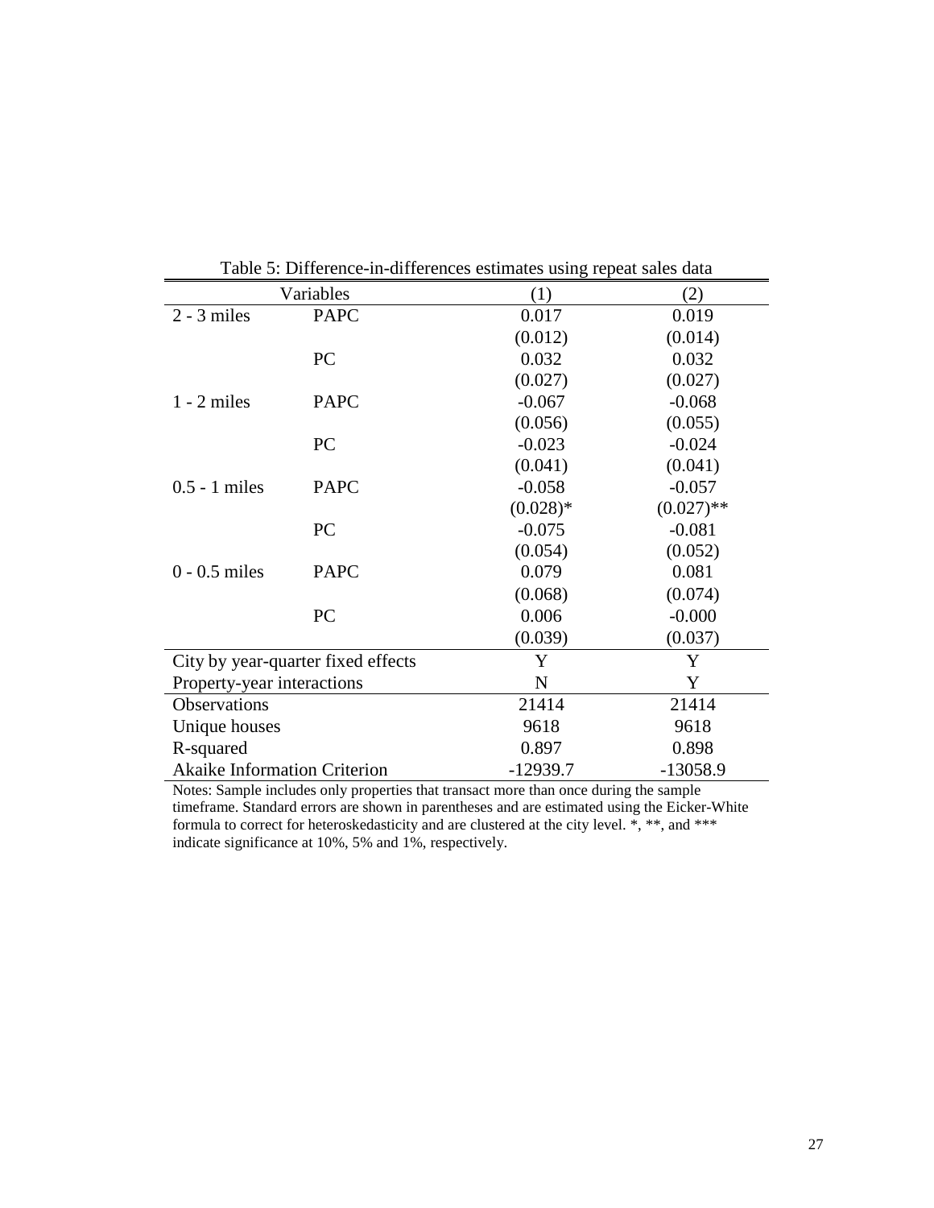Table 5: Difference-in-differences estimates using repeat sales data

| Variables | | (1) | (2) |
|---|---|---|---|
| 2 - 3 miles | PAPC | 0.017 | 0.019 |
| | | (0.012) | (0.014) |
| | PC | 0.032 | 0.032 |
| | | (0.027) | (0.027) |
| 1 - 2 miles | PAPC | -0.067 | -0.068 |
| | | (0.056) | (0.055) |
| | PC | -0.023 | -0.024 |
| | | (0.041) | (0.041) |
| 0.5 - 1 miles | PAPC | -0.058 | -0.057 |
| | | (0.028)* | (0.027)** |
| | PC | -0.075 | -0.081 |
| | | (0.054) | (0.052) |
| 0 - 0.5 miles | PAPC | 0.079 | 0.081 |
| | | (0.068) | (0.074) |
| | PC | 0.006 | -0.000 |
| | | (0.039) | (0.037) |
| City by year-quarter fixed effects | | Y | Y |
| Property-year interactions | | N | Y |
| Observations | | 21414 | 21414 |
| Unique houses | | 9618 | 9618 |
| R-squared | | 0.897 | 0.898 |
| Akaike Information Criterion | | -12939.7 | -13058.9 |

Notes: Sample includes only properties that transact more than once during the sample timeframe. Standard errors are shown in parentheses and are estimated using the Eicker-White formula to correct for heteroskedasticity and are clustered at the city level. *, **, and *** indicate significance at 10%, 5% and 1%, respectively.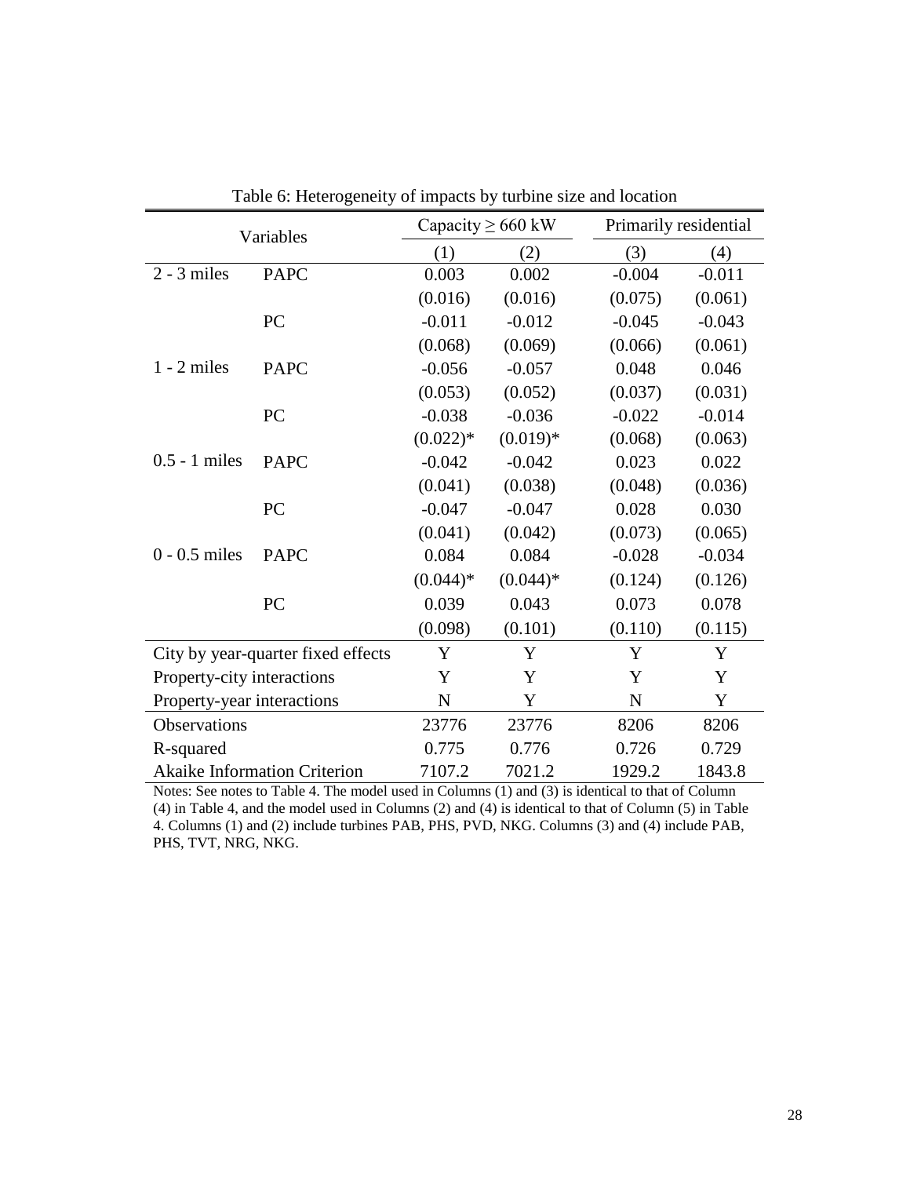Table 6: Heterogeneity of impacts by turbine size and location

| Variables | | Capacity $\geq$ 660 kW | | Primarily residential | |
|---|---|---|---|---|---|
| | | (1) | (2) | (3) | (4) |
| 2 - 3 miles | PAPC | 0.003 | 0.002 | -0.004 | -0.011 |
| | | (0.016) | (0.016) | (0.075) | (0.061) |
| | PC | -0.011 | -0.012 | -0.045 | -0.043 |
| | | (0.068) | (0.069) | (0.066) | (0.061) |
| 1 - 2 miles | PAPC | -0.056 | -0.057 | 0.048 | 0.046 |
| | | (0.053) | (0.052) | (0.037) | (0.031) |
| | PC | -0.038 | -0.036 | -0.022 | -0.014 |
| | | (0.022)* | (0.019)* | (0.068) | (0.063) |
| 0.5 - 1 miles | PAPC | -0.042 | -0.042 | 0.023 | 0.022 |
| | | (0.041) | (0.038) | (0.048) | (0.036) |
| | PC | -0.047 | -0.047 | 0.028 | 0.030 |
| | | (0.041) | (0.042) | (0.073) | (0.065) |
| 0 - 0.5 miles | PAPC | 0.084 | 0.084 | -0.028 | -0.034 |
| | | (0.044)* | (0.044)* | (0.124) | (0.126) |
| | PC | 0.039 | 0.043 | 0.073 | 0.078 |
| | | (0.098) | (0.101) | (0.110) | (0.115) |
| City by year-quarter fixed effects | | Y | Y | Y | Y |
| Property-city interactions | | Y | Y | Y | Y |
| Property-year interactions | | N | Y | N | Y |
| Observations | | 23776 | 23776 | 8206 | 8206 |
| R-squared | | 0.775 | 0.776 | 0.726 | 0.729 |
| Akaike Information Criterion | | 7107.2 | 7021.2 | 1929.2 | 1843.8 |

Notes: See notes to Table 4. The model used in Columns (1) and (3) is identical to that of Column (4) in Table 4, and the model used in Columns (2) and (4) is identical to that of Column (5) in Table 4. Columns (1) and (2) include turbines PAB, PHS, PVD, NKG. Columns (3) and (4) include PAB, PHS, TVT, NRG, NKG.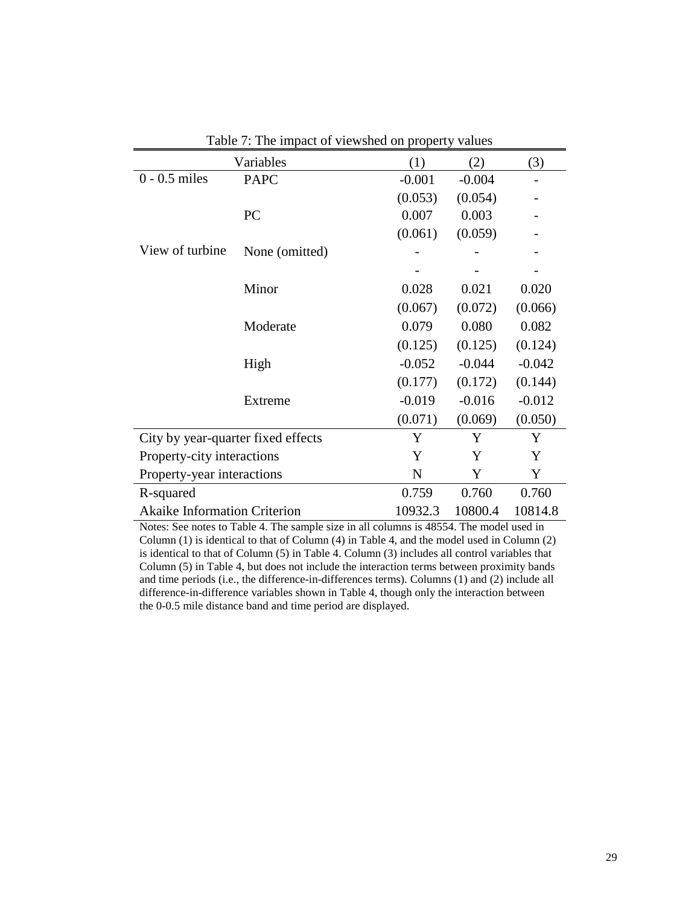Table 7: The impact of viewshed on property values

| Variables | | (1) | (2) | (3) |
|---|---|---|---|---|
| 0 - 0.5 miles | PAPC | -0.001 | -0.004 | - |
| | | (0.053) | (0.054) | - |
| | PC | 0.007 | 0.003 | - |
| | | (0.061) | (0.059) | - |
| View of turbine | None (omitted) | - | - | - |
| | | - | - | - |
| | Minor | 0.028 | 0.021 | 0.020 |
| | | (0.067) | (0.072) | (0.066) |
| | Moderate | 0.079 | 0.080 | 0.082 |
| | | (0.125) | (0.125) | (0.124) |
| | High | -0.052 | -0.044 | -0.042 |
| | | (0.177) | (0.172) | (0.144) |
| | Extreme | -0.019 | -0.016 | -0.012 |
| | | (0.071) | (0.069) | (0.050) |
| City by year-quarter fixed effects | | Y | Y | Y |
| Property-city interactions | | Y | Y | Y |
| Property-year interactions | | N | Y | Y |
| R-squared | | 0.759 | 0.760 | 0.760 |
| Akaike Information Criterion | | 10932.3 | 10800.4 | 10814.8 |

Notes: See notes to Table 4. The sample size in all columns is 48554. The model used in Column (1) is identical to that of Column (4) in Table 4, and the model used in Column (2) is identical to that of Column (5) in Table 4. Column (3) includes all control variables that Column (5) in Table 4, but does not include the interaction terms between proximity bands and time periods (i.e., the difference-in-differences terms). Columns (1) and (2) include all difference-in-difference variables shown in Table 4, though only the interaction between the 0-0.5 mile distance band and time period are displayed.